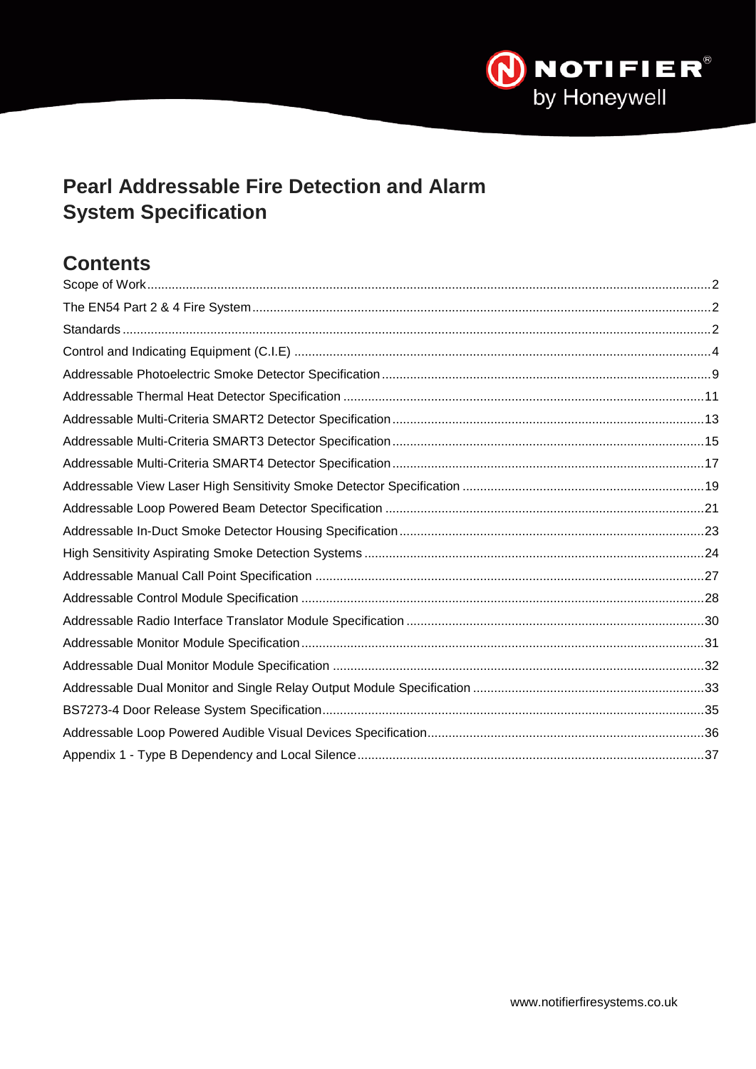# Pearl Addressable Fire Detection and Alarm System Specification

## Contents

| Section | Page |
|---|---|
| Scope of Work | 2 |
| The EN54 Part 2 & 4 Fire System | 2 |
| Standards | 2 |
| Control and Indicating Equipment (C.I.E) | 4 |
| Addressable Photoelectric Smoke Detector Specification | 9 |
| Addressable Thermal Heat Detector Specification | 11 |
| Addressable Multi-Criteria SMART2 Detector Specification | 13 |
| Addressable Multi-Criteria SMART3 Detector Specification | 15 |
| Addressable Multi-Criteria SMART4 Detector Specification | 17 |
| Addressable View Laser High Sensitivity Smoke Detector Specification | 19 |
| Addressable Loop Powered Beam Detector Specification | 21 |
| Addressable In-Duct Smoke Detector Housing Specification | 23 |
| High Sensitivity Aspirating Smoke Detection Systems | 24 |
| Addressable Manual Call Point Specification | 27 |
| Addressable Control Module Specification | 28 |
| Addressable Radio Interface Translator Module Specification | 30 |
| Addressable Monitor Module Specification | 31 |
| Addressable Dual Monitor Module Specification | 32 |
| Addressable Dual Monitor and Single Relay Output Module Specification | 33 |
| BS7273-4 Door Release System Specification | 35 |
| Addressable Loop Powered Audible Visual Devices Specification | 36 |
| Appendix 1 - Type B Dependency and Local Silence | 37 |

www.notifierfiresystems.co.uk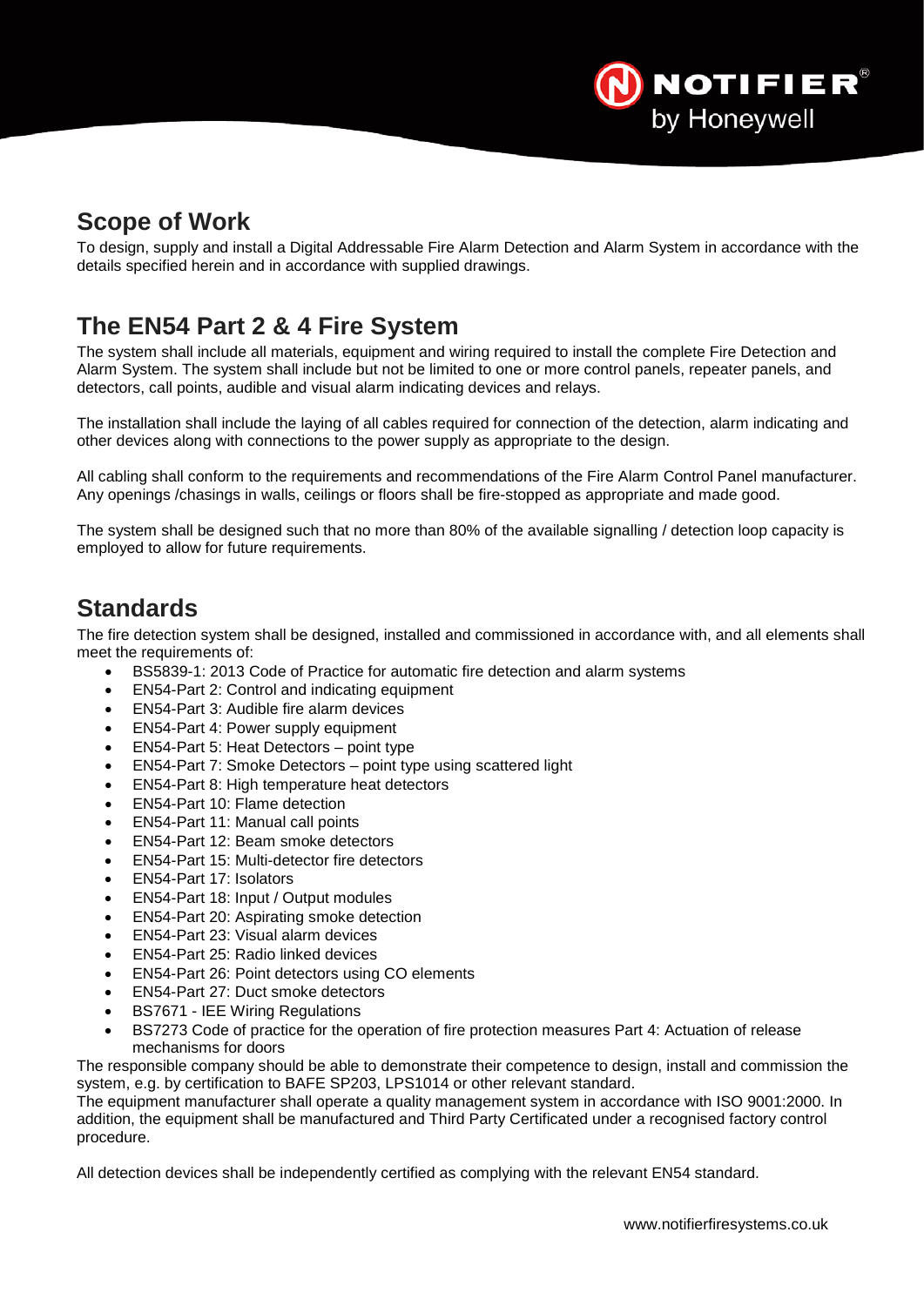## Scope of Work

To design, supply and install a Digital Addressable Fire Alarm Detection and Alarm System in accordance with the details specified herein and in accordance with supplied drawings.

## The EN54 Part 2 & 4 Fire System

The system shall include all materials, equipment and wiring required to install the complete Fire Detection and Alarm System. The system shall include but not be limited to one or more control panels, repeater panels, and detectors, call points, audible and visual alarm indicating devices and relays.

The installation shall include the laying of all cables required for connection of the detection, alarm indicating and other devices along with connections to the power supply as appropriate to the design.

All cabling shall conform to the requirements and recommendations of the Fire Alarm Control Panel manufacturer. Any openings /chasings in walls, ceilings or floors shall be fire-stopped as appropriate and made good.

The system shall be designed such that no more than 80% of the available signalling / detection loop capacity is employed to allow for future requirements.

## Standards

The fire detection system shall be designed, installed and commissioned in accordance with, and all elements shall meet the requirements of:

- BS5839-1: 2013 Code of Practice for automatic fire detection and alarm systems
- EN54-Part 2: Control and indicating equipment
- EN54-Part 3: Audible fire alarm devices
- EN54-Part 4: Power supply equipment
- EN54-Part 5: Heat Detectors – point type
- EN54-Part 7: Smoke Detectors – point type using scattered light
- EN54-Part 8: High temperature heat detectors
- EN54-Part 10: Flame detection
- EN54-Part 11: Manual call points
- EN54-Part 12: Beam smoke detectors
- EN54-Part 15: Multi-detector fire detectors
- EN54-Part 17: Isolators
- EN54-Part 18: Input / Output modules
- EN54-Part 20: Aspirating smoke detection
- EN54-Part 23: Visual alarm devices
- EN54-Part 25: Radio linked devices
- EN54-Part 26: Point detectors using CO elements
- EN54-Part 27: Duct smoke detectors
- BS7671 - IEE Wiring Regulations
- BS7273 Code of practice for the operation of fire protection measures Part 4: Actuation of release mechanisms for doors

The responsible company should be able to demonstrate their competence to design, install and commission the system, e.g. by certification to BAFE SP203, LPS1014 or other relevant standard.
The equipment manufacturer shall operate a quality management system in accordance with ISO 9001:2000. In addition, the equipment shall be manufactured and Third Party Certificated under a recognised factory control procedure.

All detection devices shall be independently certified as complying with the relevant EN54 standard.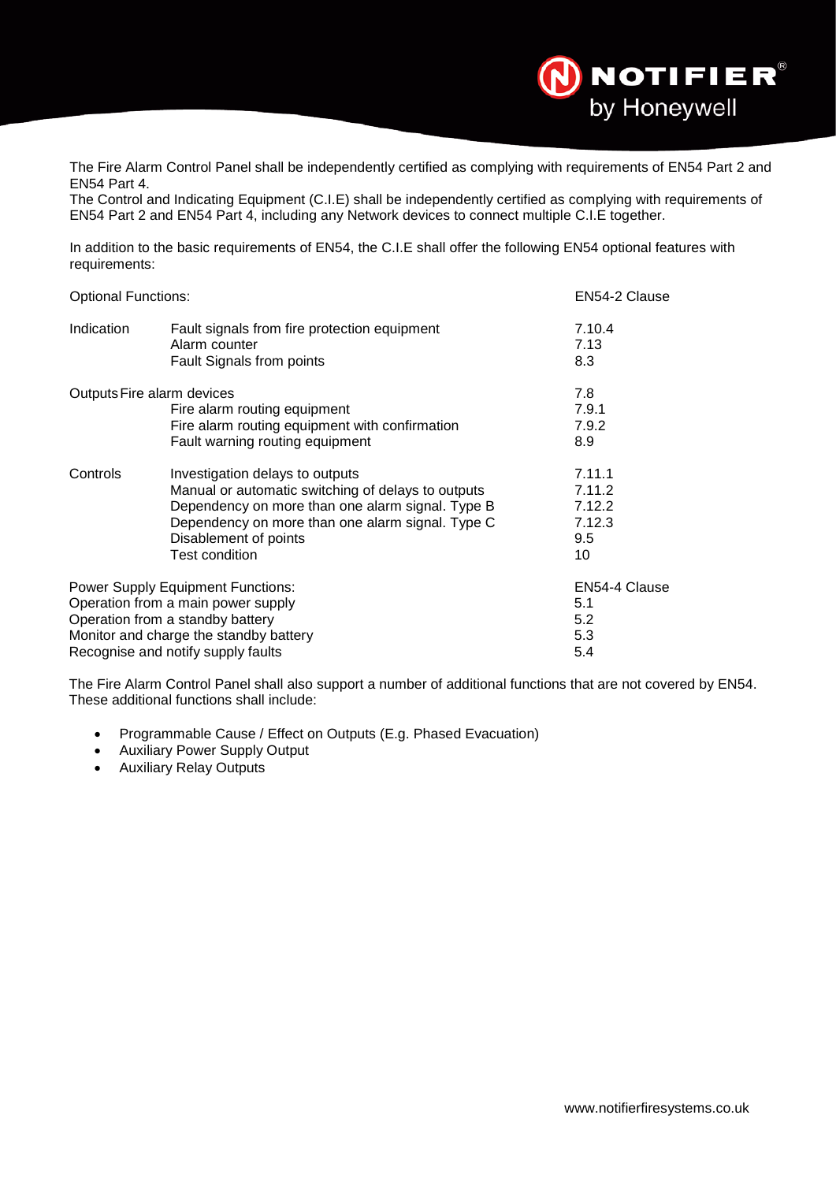The Fire Alarm Control Panel shall be independently certified as complying with requirements of EN54 Part 2 and EN54 Part 4.
The Control and Indicating Equipment (C.I.E) shall be independently certified as complying with requirements of EN54 Part 2 and EN54 Part 4, including any Network devices to connect multiple C.I.E together.

In addition to the basic requirements of EN54, the C.I.E shall offer the following EN54 optional features with requirements:

| Optional Functions: | | EN54-2 Clause |
|---|---|---|
| Indication | Fault signals from fire protection equipment | 7.10.4 |
| | Alarm counter | 7.13 |
| | Fault Signals from points | 8.3 |
| Outputs | Fire alarm devices | 7.8 |
| | Fire alarm routing equipment | 7.9.1 |
| | Fire alarm routing equipment with confirmation | 7.9.2 |
| | Fault warning routing equipment | 8.9 |
| Controls | Investigation delays to outputs | 7.11.1 |
| | Manual or automatic switching of delays to outputs | 7.11.2 |
| | Dependency on more than one alarm signal. Type B | 7.12.2 |
| | Dependency on more than one alarm signal. Type C | 7.12.3 |
| | Disablement of points | 9.5 |
| | Test condition | 10 |

| Power Supply Equipment Functions: | EN54-4 Clause |
|---|---|
| Operation from a main power supply | 5.1 |
| Operation from a standby battery | 5.2 |
| Monitor and charge the standby battery | 5.3 |
| Recognise and notify supply faults | 5.4 |

The Fire Alarm Control Panel shall also support a number of additional functions that are not covered by EN54. These additional functions shall include:

- Programmable Cause / Effect on Outputs (E.g. Phased Evacuation)
- Auxiliary Power Supply Output
- Auxiliary Relay Outputs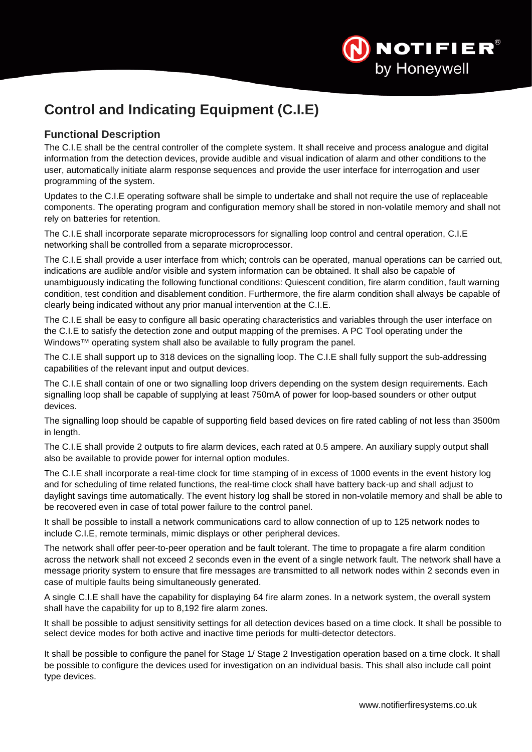# Control and Indicating Equipment (C.I.E)

## Functional Description

The C.I.E shall be the central controller of the complete system. It shall receive and process analogue and digital information from the detection devices, provide audible and visual indication of alarm and other conditions to the user, automatically initiate alarm response sequences and provide the user interface for interrogation and user programming of the system.

Updates to the C.I.E operating software shall be simple to undertake and shall not require the use of replaceable components. The operating program and configuration memory shall be stored in non-volatile memory and shall not rely on batteries for retention.

The C.I.E shall incorporate separate microprocessors for signalling loop control and central operation, C.I.E networking shall be controlled from a separate microprocessor.

The C.I.E shall provide a user interface from which; controls can be operated, manual operations can be carried out, indications are audible and/or visible and system information can be obtained. It shall also be capable of unambiguously indicating the following functional conditions: Quiescent condition, fire alarm condition, fault warning condition, test condition and disablement condition. Furthermore, the fire alarm condition shall always be capable of clearly being indicated without any prior manual intervention at the C.I.E.

The C.I.E shall be easy to configure all basic operating characteristics and variables through the user interface on the C.I.E to satisfy the detection zone and output mapping of the premises. A PC Tool operating under the Windows™ operating system shall also be available to fully program the panel.

The C.I.E shall support up to 318 devices on the signalling loop. The C.I.E shall fully support the sub-addressing capabilities of the relevant input and output devices.

The C.I.E shall contain of one or two signalling loop drivers depending on the system design requirements. Each signalling loop shall be capable of supplying at least 750mA of power for loop-based sounders or other output devices.

The signalling loop should be capable of supporting field based devices on fire rated cabling of not less than 3500m in length.

The C.I.E shall provide 2 outputs to fire alarm devices, each rated at 0.5 ampere. An auxiliary supply output shall also be available to provide power for internal option modules.

The C.I.E shall incorporate a real-time clock for time stamping of in excess of 1000 events in the event history log and for scheduling of time related functions, the real-time clock shall have battery back-up and shall adjust to daylight savings time automatically. The event history log shall be stored in non-volatile memory and shall be able to be recovered even in case of total power failure to the control panel.

It shall be possible to install a network communications card to allow connection of up to 125 network nodes to include C.I.E, remote terminals, mimic displays or other peripheral devices.

The network shall offer peer-to-peer operation and be fault tolerant. The time to propagate a fire alarm condition across the network shall not exceed 2 seconds even in the event of a single network fault. The network shall have a message priority system to ensure that fire messages are transmitted to all network nodes within 2 seconds even in case of multiple faults being simultaneously generated.

A single C.I.E shall have the capability for displaying 64 fire alarm zones. In a network system, the overall system shall have the capability for up to 8,192 fire alarm zones.

It shall be possible to adjust sensitivity settings for all detection devices based on a time clock. It shall be possible to select device modes for both active and inactive time periods for multi-detector detectors.

It shall be possible to configure the panel for Stage 1/ Stage 2 Investigation operation based on a time clock. It shall be possible to configure the devices used for investigation on an individual basis. This shall also include call point type devices.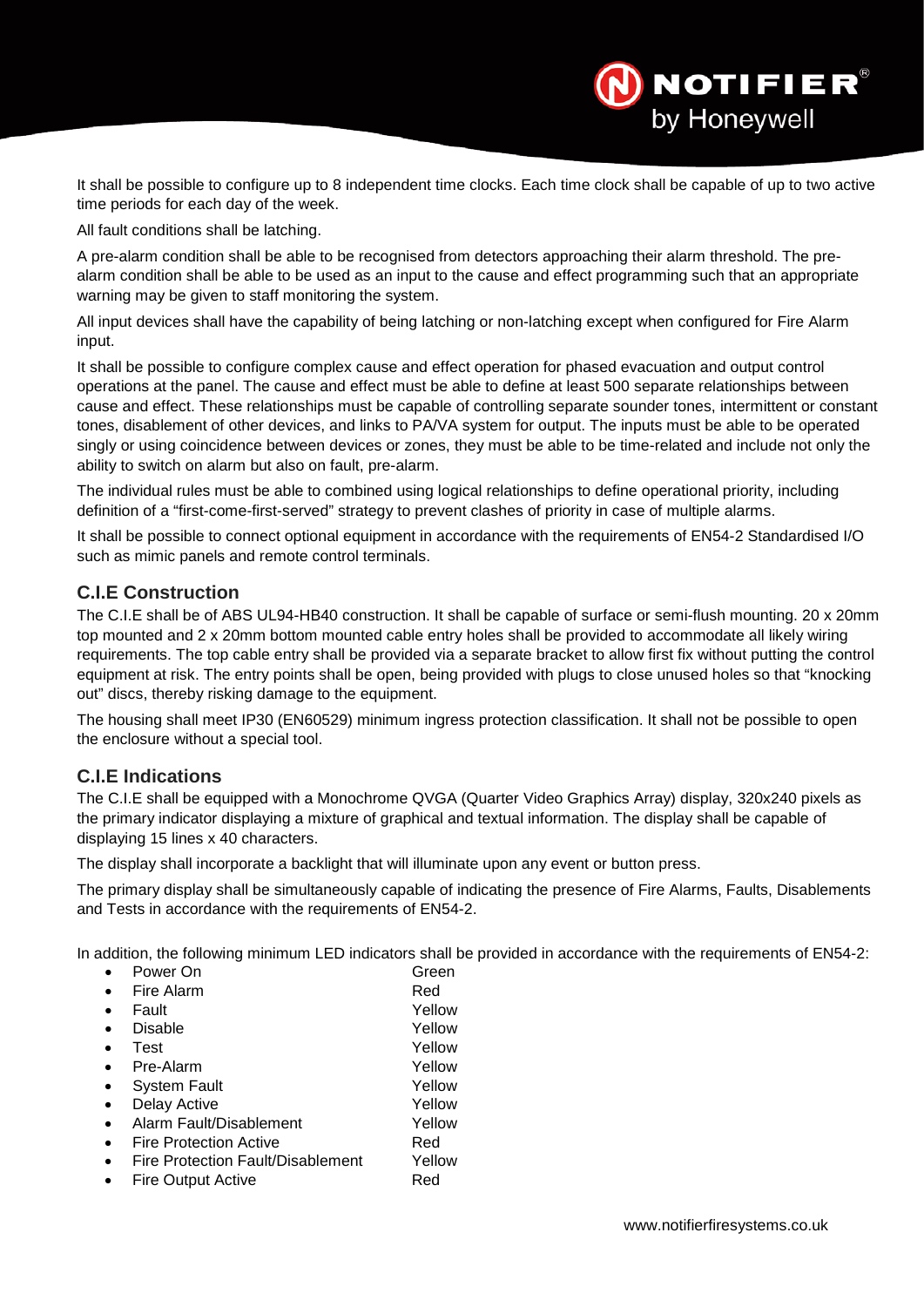It shall be possible to configure up to 8 independent time clocks. Each time clock shall be capable of up to two active time periods for each day of the week.

All fault conditions shall be latching.

A pre-alarm condition shall be able to be recognised from detectors approaching their alarm threshold. The pre-alarm condition shall be able to be used as an input to the cause and effect programming such that an appropriate warning may be given to staff monitoring the system.

All input devices shall have the capability of being latching or non-latching except when configured for Fire Alarm input.

It shall be possible to configure complex cause and effect operation for phased evacuation and output control operations at the panel. The cause and effect must be able to define at least 500 separate relationships between cause and effect. These relationships must be capable of controlling separate sounder tones, intermittent or constant tones, disablement of other devices, and links to PA/VA system for output. The inputs must be able to be operated singly or using coincidence between devices or zones, they must be able to be time-related and include not only the ability to switch on alarm but also on fault, pre-alarm.

The individual rules must be able to combined using logical relationships to define operational priority, including definition of a "first-come-first-served" strategy to prevent clashes of priority in case of multiple alarms.

It shall be possible to connect optional equipment in accordance with the requirements of EN54-2 Standardised I/O such as mimic panels and remote control terminals.

## C.I.E Construction

The C.I.E shall be of ABS UL94-HB40 construction. It shall be capable of surface or semi-flush mounting. 20 x 20mm top mounted and 2 x 20mm bottom mounted cable entry holes shall be provided to accommodate all likely wiring requirements. The top cable entry shall be provided via a separate bracket to allow first fix without putting the control equipment at risk. The entry points shall be open, being provided with plugs to close unused holes so that "knocking out" discs, thereby risking damage to the equipment.

The housing shall meet IP30 (EN60529) minimum ingress protection classification. It shall not be possible to open the enclosure without a special tool.

## C.I.E Indications

The C.I.E shall be equipped with a Monochrome QVGA (Quarter Video Graphics Array) display, 320x240 pixels as the primary indicator displaying a mixture of graphical and textual information. The display shall be capable of displaying 15 lines x 40 characters.

The display shall incorporate a backlight that will illuminate upon any event or button press.

The primary display shall be simultaneously capable of indicating the presence of Fire Alarms, Faults, Disablements and Tests in accordance with the requirements of EN54-2.

In addition, the following minimum LED indicators shall be provided in accordance with the requirements of EN54-2:

- Power On — Green
- Fire Alarm — Red
- Fault — Yellow
- Disable — Yellow
- Test — Yellow
- Pre-Alarm — Yellow
- System Fault — Yellow
- Delay Active — Yellow
- Alarm Fault/Disablement — Yellow
- Fire Protection Active — Red
- Fire Protection Fault/Disablement — Yellow
- Fire Output Active — Red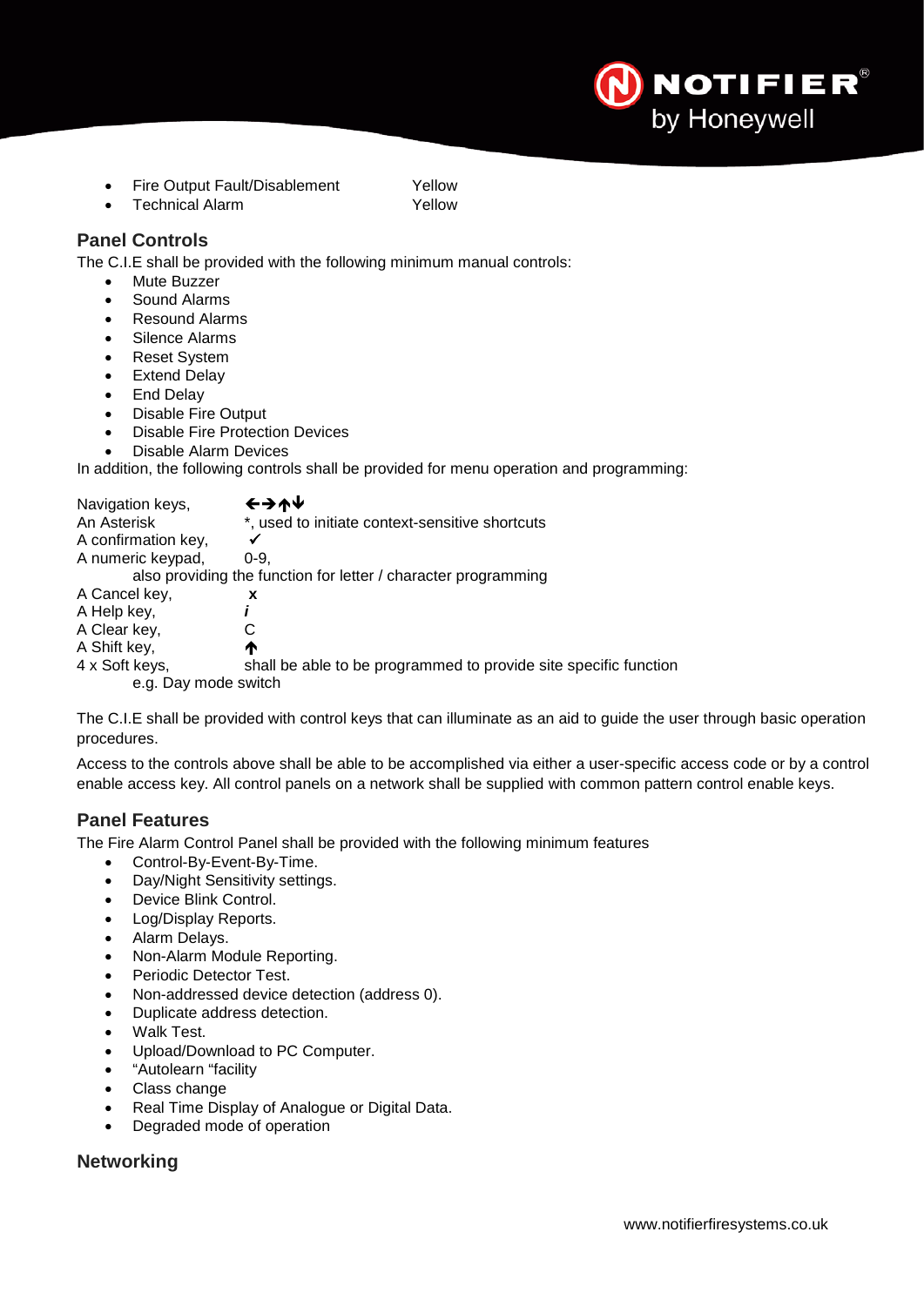- Fire Output Fault/Disablement     Yellow
- Technical Alarm     Yellow

## Panel Controls

The C.I.E shall be provided with the following minimum manual controls:

- Mute Buzzer
- Sound Alarms
- Resound Alarms
- Silence Alarms
- Reset System
- Extend Delay
- End Delay
- Disable Fire Output
- Disable Fire Protection Devices
- Disable Alarm Devices

In addition, the following controls shall be provided for menu operation and programming:

Navigation keys, ←→↑↓
An Asterisk *, used to initiate context-sensitive shortcuts
A confirmation key, ✓
A numeric keypad, 0-9,
also providing the function for letter / character programming
A Cancel key, **x**
A Help key, ***i***
A Clear key, C
A Shift key, ↑
4 x Soft keys, shall be able to be programmed to provide site specific function
e.g. Day mode switch

The C.I.E shall be provided with control keys that can illuminate as an aid to guide the user through basic operation procedures.

Access to the controls above shall be able to be accomplished via either a user-specific access code or by a control enable access key. All control panels on a network shall be supplied with common pattern control enable keys.

## Panel Features

The Fire Alarm Control Panel shall be provided with the following minimum features

- Control-By-Event-By-Time.
- Day/Night Sensitivity settings.
- Device Blink Control.
- Log/Display Reports.
- Alarm Delays.
- Non-Alarm Module Reporting.
- Periodic Detector Test.
- Non-addressed device detection (address 0).
- Duplicate address detection.
- Walk Test.
- Upload/Download to PC Computer.
- "Autolearn "facility
- Class change
- Real Time Display of Analogue or Digital Data.
- Degraded mode of operation

## Networking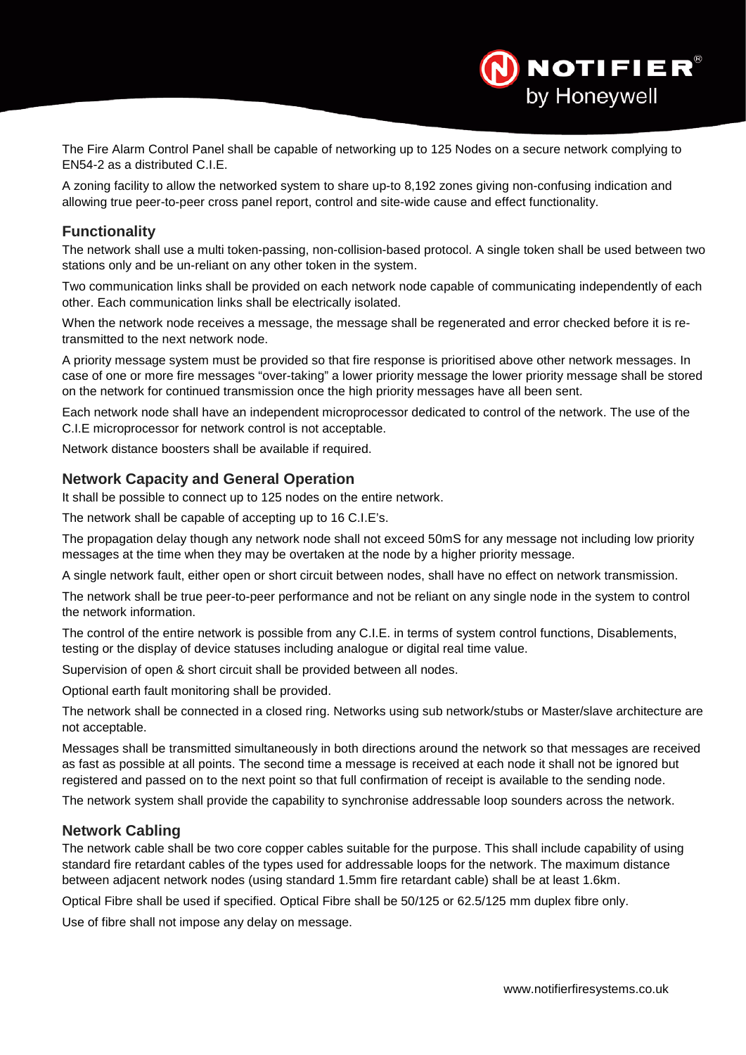The Fire Alarm Control Panel shall be capable of networking up to 125 Nodes on a secure network complying to EN54-2 as a distributed C.I.E.

A zoning facility to allow the networked system to share up-to 8,192 zones giving non-confusing indication and allowing true peer-to-peer cross panel report, control and site-wide cause and effect functionality.

## Functionality

The network shall use a multi token-passing, non-collision-based protocol. A single token shall be used between two stations only and be un-reliant on any other token in the system.

Two communication links shall be provided on each network node capable of communicating independently of each other. Each communication links shall be electrically isolated.

When the network node receives a message, the message shall be regenerated and error checked before it is re-transmitted to the next network node.

A priority message system must be provided so that fire response is prioritised above other network messages. In case of one or more fire messages "over-taking" a lower priority message the lower priority message shall be stored on the network for continued transmission once the high priority messages have all been sent.

Each network node shall have an independent microprocessor dedicated to control of the network. The use of the C.I.E microprocessor for network control is not acceptable.

Network distance boosters shall be available if required.

## Network Capacity and General Operation

It shall be possible to connect up to 125 nodes on the entire network.

The network shall be capable of accepting up to 16 C.I.E's.

The propagation delay though any network node shall not exceed 50mS for any message not including low priority messages at the time when they may be overtaken at the node by a higher priority message.

A single network fault, either open or short circuit between nodes, shall have no effect on network transmission.

The network shall be true peer-to-peer performance and not be reliant on any single node in the system to control the network information.

The control of the entire network is possible from any C.I.E. in terms of system control functions, Disablements, testing or the display of device statuses including analogue or digital real time value.

Supervision of open & short circuit shall be provided between all nodes.

Optional earth fault monitoring shall be provided.

The network shall be connected in a closed ring. Networks using sub network/stubs or Master/slave architecture are not acceptable.

Messages shall be transmitted simultaneously in both directions around the network so that messages are received as fast as possible at all points. The second time a message is received at each node it shall not be ignored but registered and passed on to the next point so that full confirmation of receipt is available to the sending node.

The network system shall provide the capability to synchronise addressable loop sounders across the network.

## Network Cabling

The network cable shall be two core copper cables suitable for the purpose. This shall include capability of using standard fire retardant cables of the types used for addressable loops for the network. The maximum distance between adjacent network nodes (using standard 1.5mm fire retardant cable) shall be at least 1.6km.

Optical Fibre shall be used if specified. Optical Fibre shall be 50/125 or 62.5/125 mm duplex fibre only.

Use of fibre shall not impose any delay on message.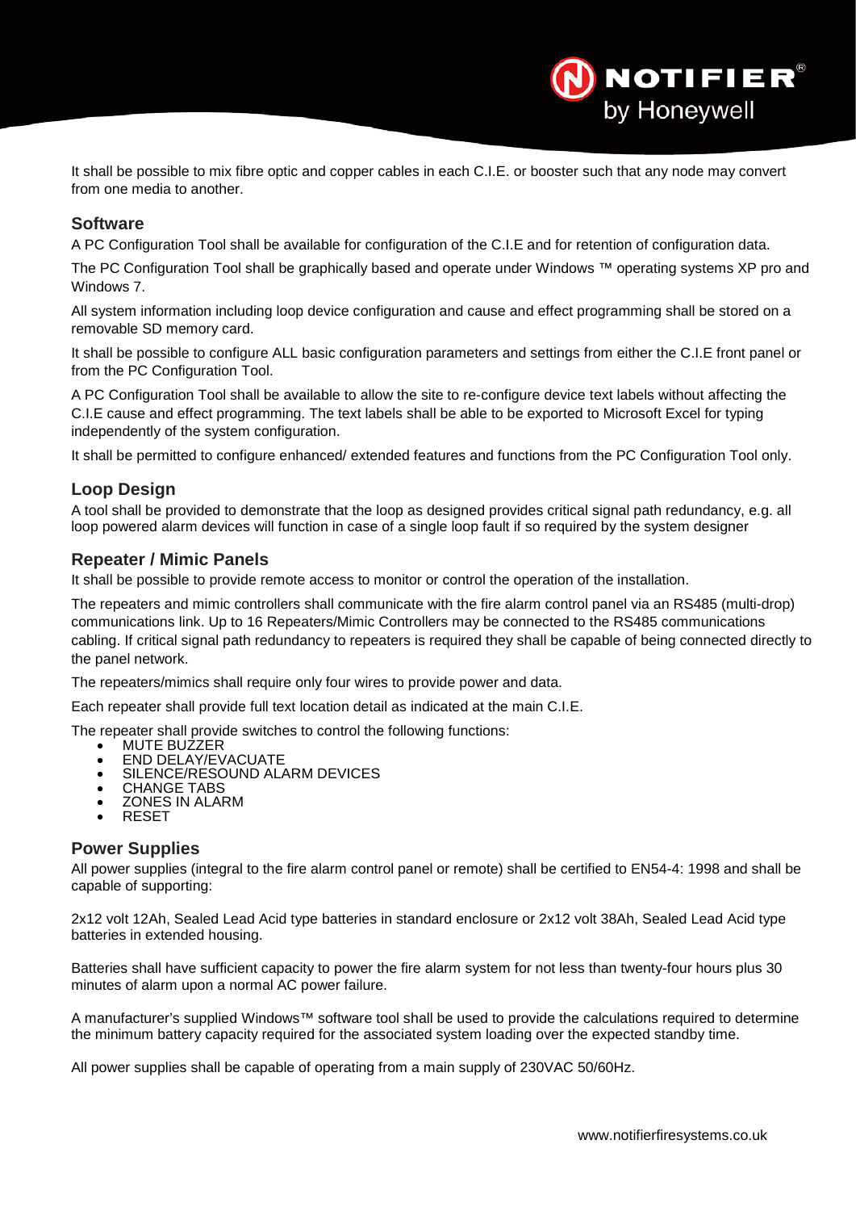It shall be possible to mix fibre optic and copper cables in each C.I.E. or booster such that any node may convert from one media to another.

## Software

A PC Configuration Tool shall be available for configuration of the C.I.E and for retention of configuration data.

The PC Configuration Tool shall be graphically based and operate under Windows ™ operating systems XP pro and Windows 7.

All system information including loop device configuration and cause and effect programming shall be stored on a removable SD memory card.

It shall be possible to configure ALL basic configuration parameters and settings from either the C.I.E front panel or from the PC Configuration Tool.

A PC Configuration Tool shall be available to allow the site to re-configure device text labels without affecting the C.I.E cause and effect programming. The text labels shall be able to be exported to Microsoft Excel for typing independently of the system configuration.

It shall be permitted to configure enhanced/ extended features and functions from the PC Configuration Tool only.

## Loop Design

A tool shall be provided to demonstrate that the loop as designed provides critical signal path redundancy, e.g. all loop powered alarm devices will function in case of a single loop fault if so required by the system designer

## Repeater / Mimic Panels

It shall be possible to provide remote access to monitor or control the operation of the installation.

The repeaters and mimic controllers shall communicate with the fire alarm control panel via an RS485 (multi-drop) communications link. Up to 16 Repeaters/Mimic Controllers may be connected to the RS485 communications cabling. If critical signal path redundancy to repeaters is required they shall be capable of being connected directly to the panel network.

The repeaters/mimics shall require only four wires to provide power and data.

Each repeater shall provide full text location detail as indicated at the main C.I.E.

The repeater shall provide switches to control the following functions:

- MUTE BUZZER
- END DELAY/EVACUATE
- SILENCE/RESOUND ALARM DEVICES
- CHANGE TABS
- ZONES IN ALARM
- RESET

## Power Supplies

All power supplies (integral to the fire alarm control panel or remote) shall be certified to EN54-4: 1998 and shall be capable of supporting:

2x12 volt 12Ah, Sealed Lead Acid type batteries in standard enclosure or 2x12 volt 38Ah, Sealed Lead Acid type batteries in extended housing.

Batteries shall have sufficient capacity to power the fire alarm system for not less than twenty-four hours plus 30 minutes of alarm upon a normal AC power failure.

A manufacturer's supplied Windows™ software tool shall be used to provide the calculations required to determine the minimum battery capacity required for the associated system loading over the expected standby time.

All power supplies shall be capable of operating from a main supply of 230VAC 50/60Hz.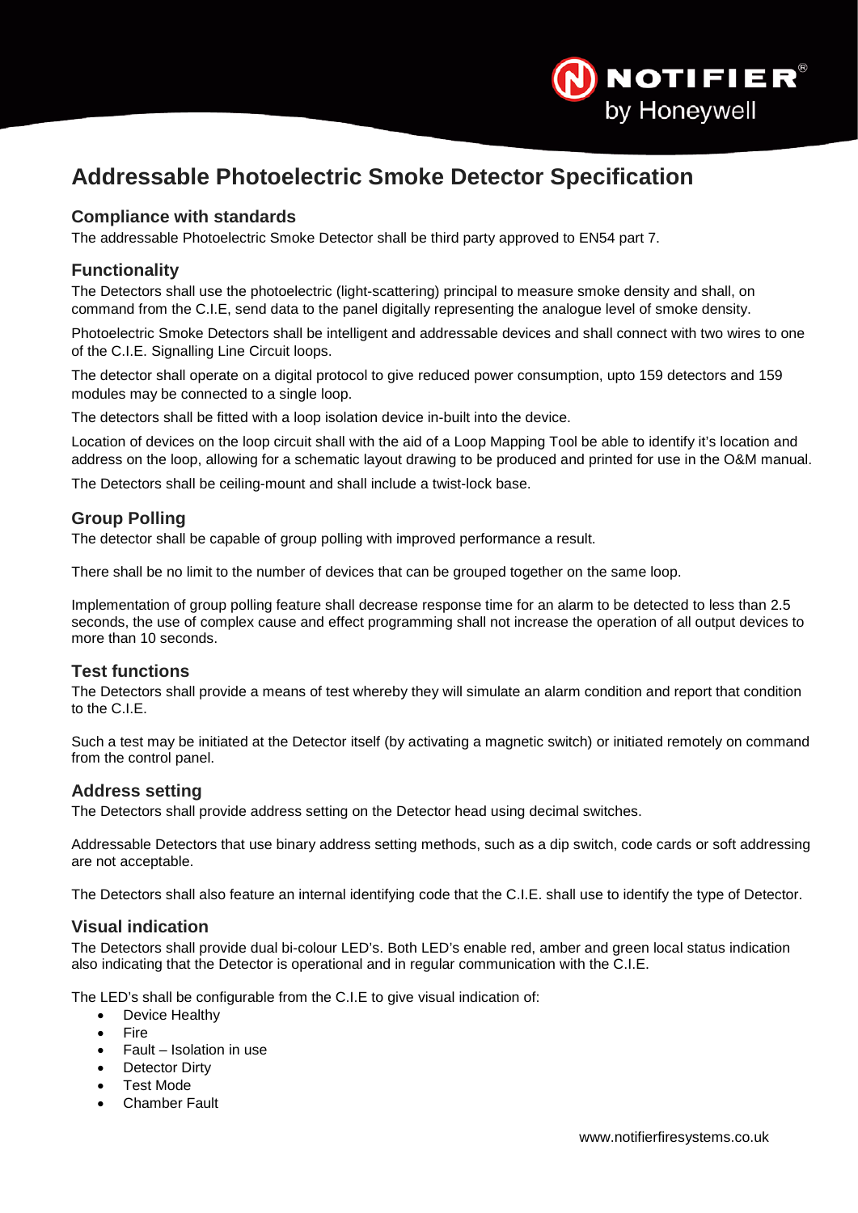# Addressable Photoelectric Smoke Detector Specification

## Compliance with standards

The addressable Photoelectric Smoke Detector shall be third party approved to EN54 part 7.

## Functionality

The Detectors shall use the photoelectric (light-scattering) principal to measure smoke density and shall, on command from the C.I.E, send data to the panel digitally representing the analogue level of smoke density.

Photoelectric Smoke Detectors shall be intelligent and addressable devices and shall connect with two wires to one of the C.I.E. Signalling Line Circuit loops.

The detector shall operate on a digital protocol to give reduced power consumption, upto 159 detectors and 159 modules may be connected to a single loop.

The detectors shall be fitted with a loop isolation device in-built into the device.

Location of devices on the loop circuit shall with the aid of a Loop Mapping Tool be able to identify it's location and address on the loop, allowing for a schematic layout drawing to be produced and printed for use in the O&M manual.

The Detectors shall be ceiling-mount and shall include a twist-lock base.

## Group Polling

The detector shall be capable of group polling with improved performance a result.

There shall be no limit to the number of devices that can be grouped together on the same loop.

Implementation of group polling feature shall decrease response time for an alarm to be detected to less than 2.5 seconds, the use of complex cause and effect programming shall not increase the operation of all output devices to more than 10 seconds.

## Test functions

The Detectors shall provide a means of test whereby they will simulate an alarm condition and report that condition to the C.I.E.

Such a test may be initiated at the Detector itself (by activating a magnetic switch) or initiated remotely on command from the control panel.

## Address setting

The Detectors shall provide address setting on the Detector head using decimal switches.

Addressable Detectors that use binary address setting methods, such as a dip switch, code cards or soft addressing are not acceptable.

The Detectors shall also feature an internal identifying code that the C.I.E. shall use to identify the type of Detector.

## Visual indication

The Detectors shall provide dual bi-colour LED's. Both LED's enable red, amber and green local status indication also indicating that the Detector is operational and in regular communication with the C.I.E.

The LED's shall be configurable from the C.I.E to give visual indication of:

- Device Healthy
- Fire
- Fault – Isolation in use
- Detector Dirty
- Test Mode
- Chamber Fault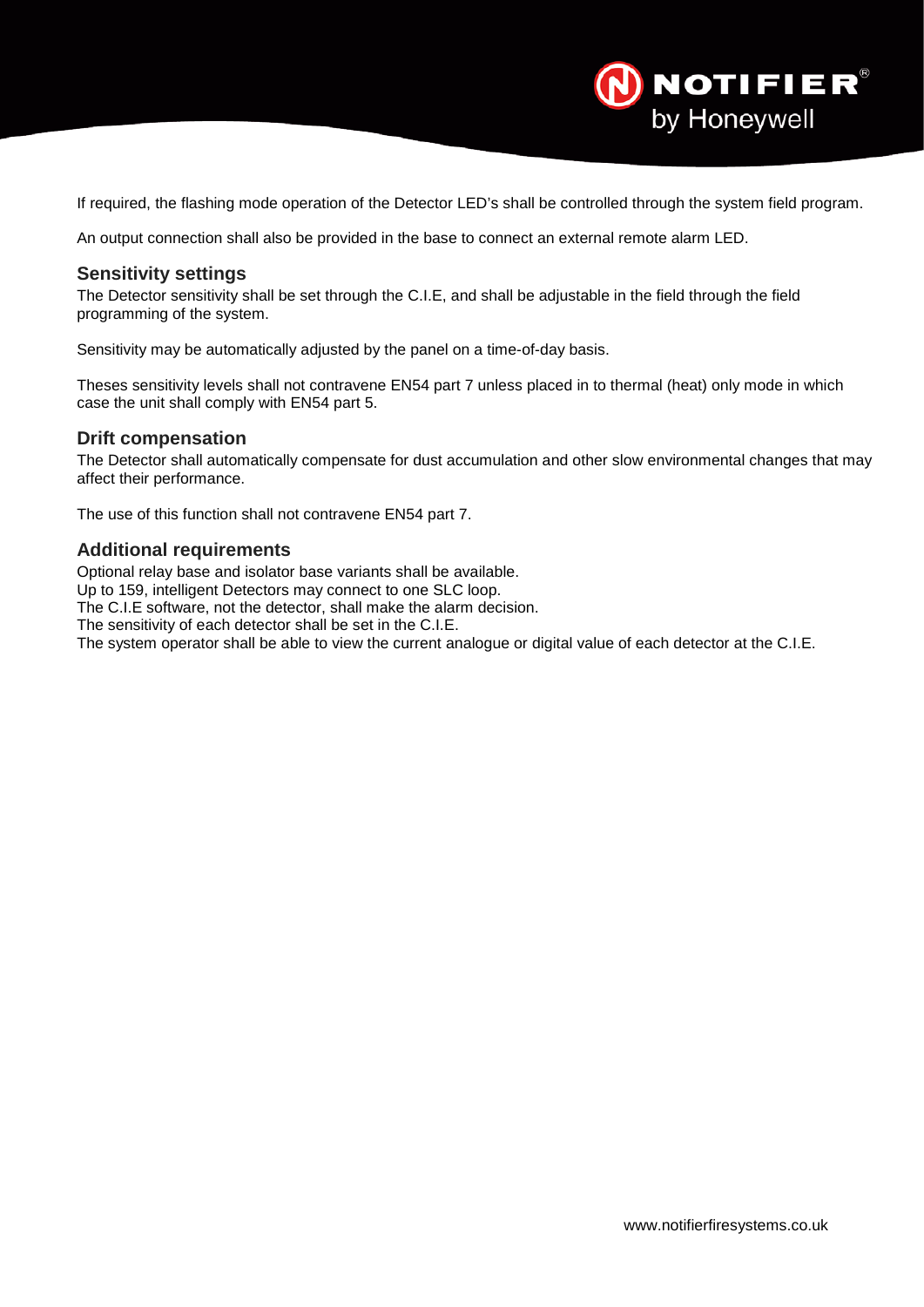If required, the flashing mode operation of the Detector LED's shall be controlled through the system field program.

An output connection shall also be provided in the base to connect an external remote alarm LED.

### Sensitivity settings

The Detector sensitivity shall be set through the C.I.E, and shall be adjustable in the field through the field programming of the system.

Sensitivity may be automatically adjusted by the panel on a time-of-day basis.

Theses sensitivity levels shall not contravene EN54 part 7 unless placed in to thermal (heat) only mode in which case the unit shall comply with EN54 part 5.

### Drift compensation

The Detector shall automatically compensate for dust accumulation and other slow environmental changes that may affect their performance.

The use of this function shall not contravene EN54 part 7.

### Additional requirements

Optional relay base and isolator base variants shall be available.
Up to 159, intelligent Detectors may connect to one SLC loop.
The C.I.E software, not the detector, shall make the alarm decision.
The sensitivity of each detector shall be set in the C.I.E.
The system operator shall be able to view the current analogue or digital value of each detector at the C.I.E.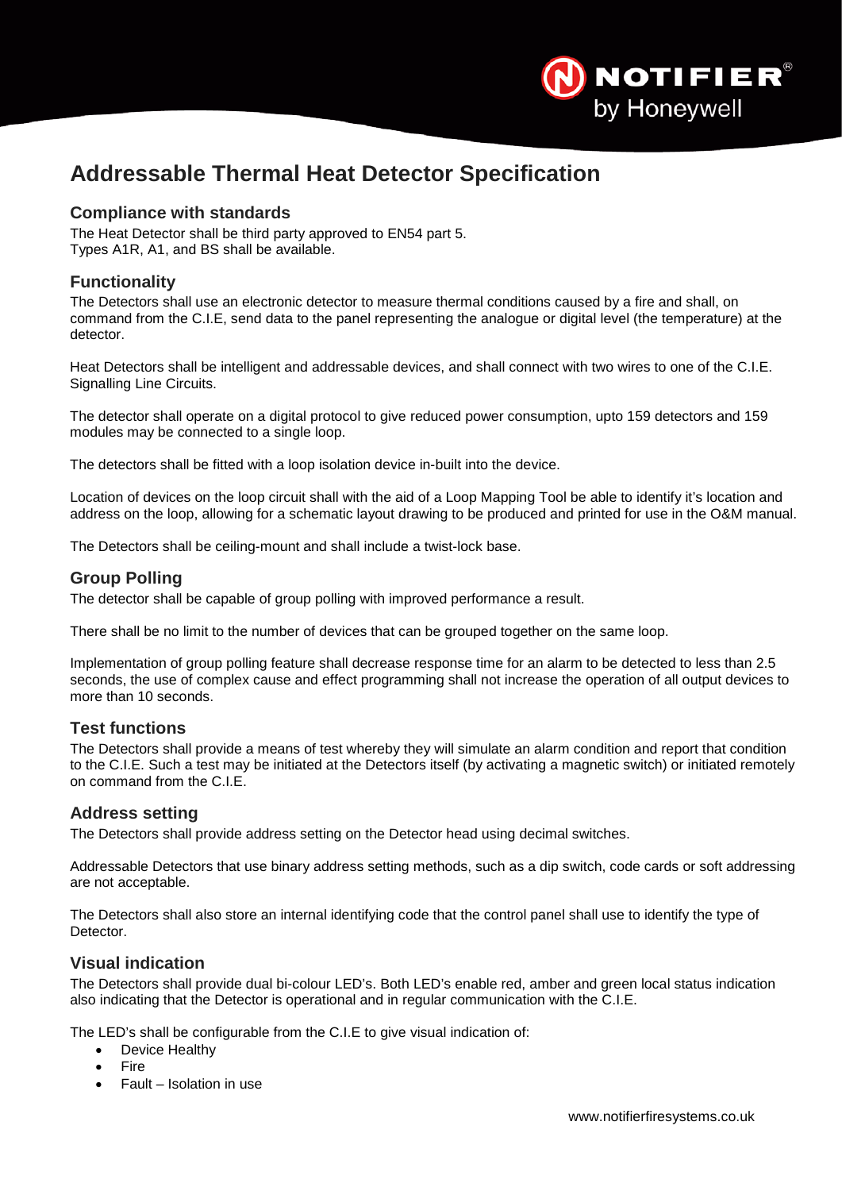# Addressable Thermal Heat Detector Specification

## Compliance with standards

The Heat Detector shall be third party approved to EN54 part 5.
Types A1R, A1, and BS shall be available.

## Functionality

The Detectors shall use an electronic detector to measure thermal conditions caused by a fire and shall, on command from the C.I.E, send data to the panel representing the analogue or digital level (the temperature) at the detector.

Heat Detectors shall be intelligent and addressable devices, and shall connect with two wires to one of the C.I.E. Signalling Line Circuits.

The detector shall operate on a digital protocol to give reduced power consumption, upto 159 detectors and 159 modules may be connected to a single loop.

The detectors shall be fitted with a loop isolation device in-built into the device.

Location of devices on the loop circuit shall with the aid of a Loop Mapping Tool be able to identify it's location and address on the loop, allowing for a schematic layout drawing to be produced and printed for use in the O&M manual.

The Detectors shall be ceiling-mount and shall include a twist-lock base.

## Group Polling

The detector shall be capable of group polling with improved performance a result.

There shall be no limit to the number of devices that can be grouped together on the same loop.

Implementation of group polling feature shall decrease response time for an alarm to be detected to less than 2.5 seconds, the use of complex cause and effect programming shall not increase the operation of all output devices to more than 10 seconds.

## Test functions

The Detectors shall provide a means of test whereby they will simulate an alarm condition and report that condition to the C.I.E. Such a test may be initiated at the Detectors itself (by activating a magnetic switch) or initiated remotely on command from the C.I.E.

## Address setting

The Detectors shall provide address setting on the Detector head using decimal switches.

Addressable Detectors that use binary address setting methods, such as a dip switch, code cards or soft addressing are not acceptable.

The Detectors shall also store an internal identifying code that the control panel shall use to identify the type of Detector.

## Visual indication

The Detectors shall provide dual bi-colour LED's. Both LED's enable red, amber and green local status indication also indicating that the Detector is operational and in regular communication with the C.I.E.

The LED's shall be configurable from the C.I.E to give visual indication of:

- Device Healthy
- Fire
- Fault – Isolation in use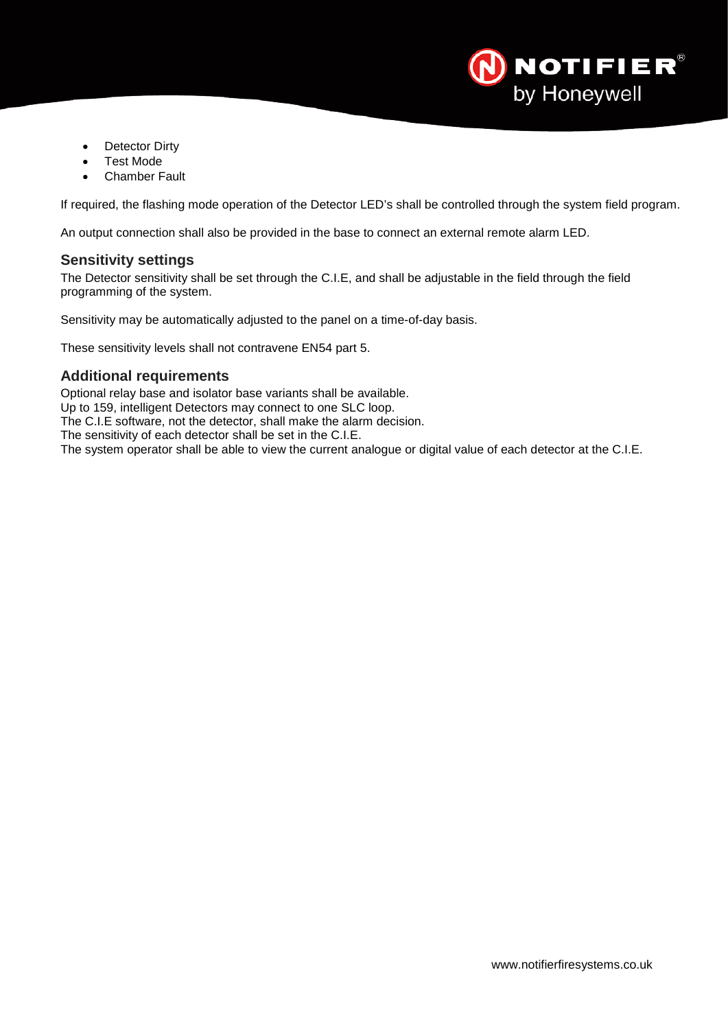- Detector Dirty
- Test Mode
- Chamber Fault

If required, the flashing mode operation of the Detector LED's shall be controlled through the system field program.

An output connection shall also be provided in the base to connect an external remote alarm LED.

### Sensitivity settings

The Detector sensitivity shall be set through the C.I.E, and shall be adjustable in the field through the field programming of the system.

Sensitivity may be automatically adjusted to the panel on a time-of-day basis.

These sensitivity levels shall not contravene EN54 part 5.

### Additional requirements

Optional relay base and isolator base variants shall be available.
Up to 159, intelligent Detectors may connect to one SLC loop.
The C.I.E software, not the detector, shall make the alarm decision.
The sensitivity of each detector shall be set in the C.I.E.
The system operator shall be able to view the current analogue or digital value of each detector at the C.I.E.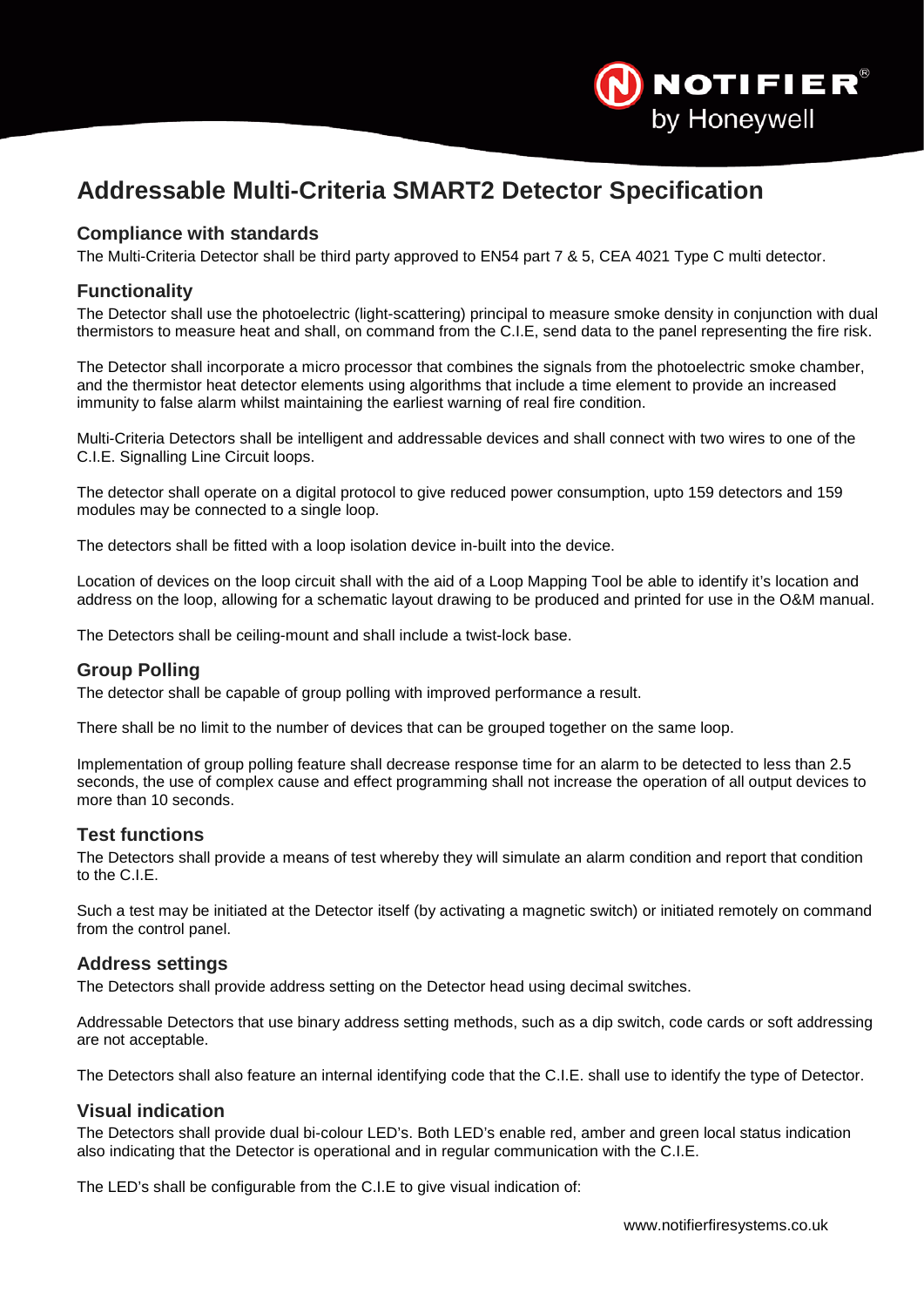# Addressable Multi-Criteria SMART2 Detector Specification

## Compliance with standards

The Multi-Criteria Detector shall be third party approved to EN54 part 7 & 5, CEA 4021 Type C multi detector.

## Functionality

The Detector shall use the photoelectric (light-scattering) principal to measure smoke density in conjunction with dual thermistors to measure heat and shall, on command from the C.I.E, send data to the panel representing the fire risk.

The Detector shall incorporate a micro processor that combines the signals from the photoelectric smoke chamber, and the thermistor heat detector elements using algorithms that include a time element to provide an increased immunity to false alarm whilst maintaining the earliest warning of real fire condition.

Multi-Criteria Detectors shall be intelligent and addressable devices and shall connect with two wires to one of the C.I.E. Signalling Line Circuit loops.

The detector shall operate on a digital protocol to give reduced power consumption, upto 159 detectors and 159 modules may be connected to a single loop.

The detectors shall be fitted with a loop isolation device in-built into the device.

Location of devices on the loop circuit shall with the aid of a Loop Mapping Tool be able to identify it's location and address on the loop, allowing for a schematic layout drawing to be produced and printed for use in the O&M manual.

The Detectors shall be ceiling-mount and shall include a twist-lock base.

## Group Polling

The detector shall be capable of group polling with improved performance a result.

There shall be no limit to the number of devices that can be grouped together on the same loop.

Implementation of group polling feature shall decrease response time for an alarm to be detected to less than 2.5 seconds, the use of complex cause and effect programming shall not increase the operation of all output devices to more than 10 seconds.

## Test functions

The Detectors shall provide a means of test whereby they will simulate an alarm condition and report that condition to the C.I.E.

Such a test may be initiated at the Detector itself (by activating a magnetic switch) or initiated remotely on command from the control panel.

## Address settings

The Detectors shall provide address setting on the Detector head using decimal switches.

Addressable Detectors that use binary address setting methods, such as a dip switch, code cards or soft addressing are not acceptable.

The Detectors shall also feature an internal identifying code that the C.I.E. shall use to identify the type of Detector.

## Visual indication

The Detectors shall provide dual bi-colour LED's. Both LED's enable red, amber and green local status indication also indicating that the Detector is operational and in regular communication with the C.I.E.

The LED's shall be configurable from the C.I.E to give visual indication of: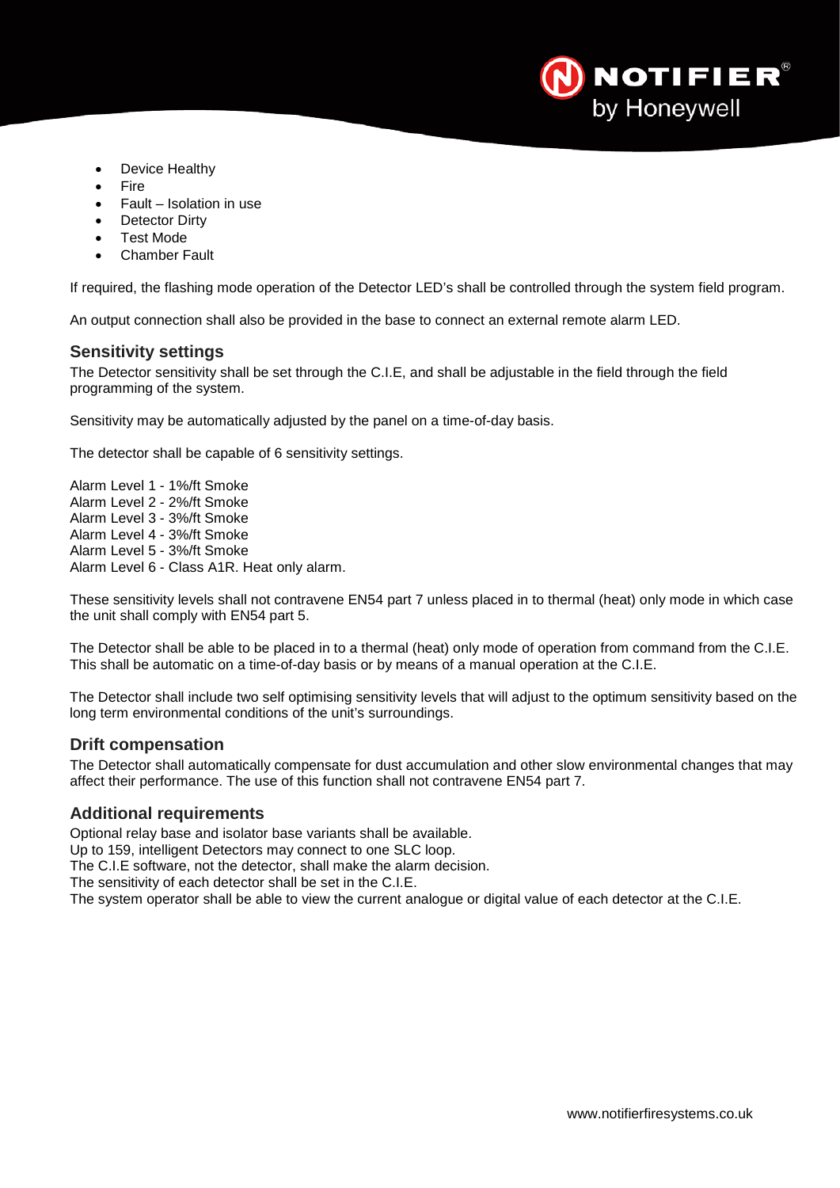- Device Healthy
- Fire
- Fault – Isolation in use
- Detector Dirty
- Test Mode
- Chamber Fault

If required, the flashing mode operation of the Detector LED's shall be controlled through the system field program.

An output connection shall also be provided in the base to connect an external remote alarm LED.

## Sensitivity settings

The Detector sensitivity shall be set through the C.I.E, and shall be adjustable in the field through the field programming of the system.

Sensitivity may be automatically adjusted by the panel on a time-of-day basis.

The detector shall be capable of 6 sensitivity settings.

Alarm Level 1 - 1%/ft Smoke
Alarm Level 2 - 2%/ft Smoke
Alarm Level 3 - 3%/ft Smoke
Alarm Level 4 - 3%/ft Smoke
Alarm Level 5 - 3%/ft Smoke
Alarm Level 6 - Class A1R. Heat only alarm.

These sensitivity levels shall not contravene EN54 part 7 unless placed in to thermal (heat) only mode in which case the unit shall comply with EN54 part 5.

The Detector shall be able to be placed in to a thermal (heat) only mode of operation from command from the C.I.E. This shall be automatic on a time-of-day basis or by means of a manual operation at the C.I.E.

The Detector shall include two self optimising sensitivity levels that will adjust to the optimum sensitivity based on the long term environmental conditions of the unit's surroundings.

## Drift compensation

The Detector shall automatically compensate for dust accumulation and other slow environmental changes that may affect their performance. The use of this function shall not contravene EN54 part 7.

## Additional requirements

Optional relay base and isolator base variants shall be available.
Up to 159, intelligent Detectors may connect to one SLC loop.
The C.I.E software, not the detector, shall make the alarm decision.
The sensitivity of each detector shall be set in the C.I.E.
The system operator shall be able to view the current analogue or digital value of each detector at the C.I.E.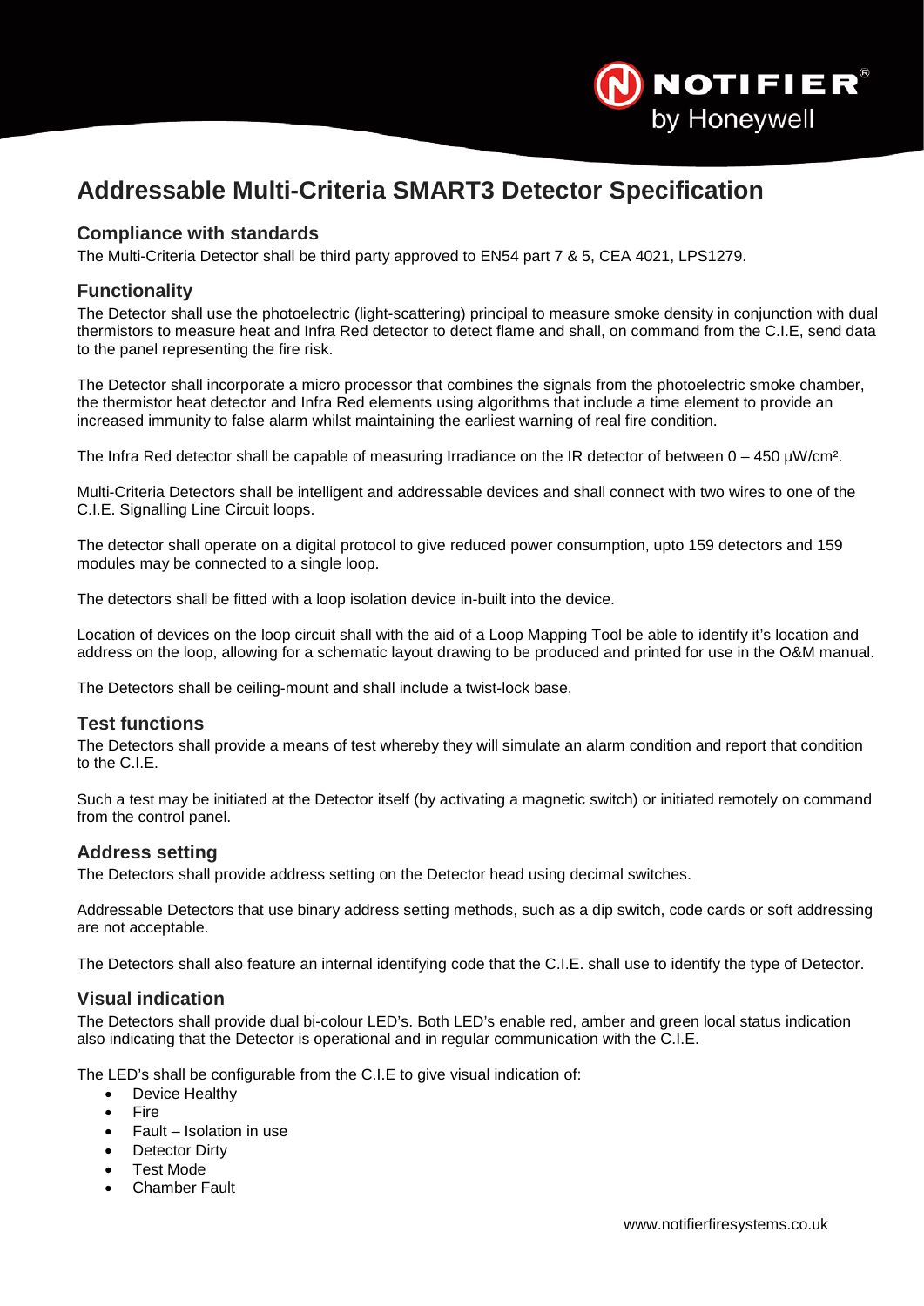# Addressable Multi-Criteria SMART3 Detector Specification

## Compliance with standards

The Multi-Criteria Detector shall be third party approved to EN54 part 7 & 5, CEA 4021, LPS1279.

## Functionality

The Detector shall use the photoelectric (light-scattering) principal to measure smoke density in conjunction with dual thermistors to measure heat and Infra Red detector to detect flame and shall, on command from the C.I.E, send data to the panel representing the fire risk.

The Detector shall incorporate a micro processor that combines the signals from the photoelectric smoke chamber, the thermistor heat detector and Infra Red elements using algorithms that include a time element to provide an increased immunity to false alarm whilst maintaining the earliest warning of real fire condition.

The Infra Red detector shall be capable of measuring Irradiance on the IR detector of between 0 – 450 µW/cm².

Multi-Criteria Detectors shall be intelligent and addressable devices and shall connect with two wires to one of the C.I.E. Signalling Line Circuit loops.

The detector shall operate on a digital protocol to give reduced power consumption, upto 159 detectors and 159 modules may be connected to a single loop.

The detectors shall be fitted with a loop isolation device in-built into the device.

Location of devices on the loop circuit shall with the aid of a Loop Mapping Tool be able to identify it's location and address on the loop, allowing for a schematic layout drawing to be produced and printed for use in the O&M manual.

The Detectors shall be ceiling-mount and shall include a twist-lock base.

## Test functions

The Detectors shall provide a means of test whereby they will simulate an alarm condition and report that condition to the C.I.E.

Such a test may be initiated at the Detector itself (by activating a magnetic switch) or initiated remotely on command from the control panel.

## Address setting

The Detectors shall provide address setting on the Detector head using decimal switches.

Addressable Detectors that use binary address setting methods, such as a dip switch, code cards or soft addressing are not acceptable.

The Detectors shall also feature an internal identifying code that the C.I.E. shall use to identify the type of Detector.

## Visual indication

The Detectors shall provide dual bi-colour LED's. Both LED's enable red, amber and green local status indication also indicating that the Detector is operational and in regular communication with the C.I.E.

The LED's shall be configurable from the C.I.E to give visual indication of:

- Device Healthy
- Fire
- Fault – Isolation in use
- Detector Dirty
- Test Mode
- Chamber Fault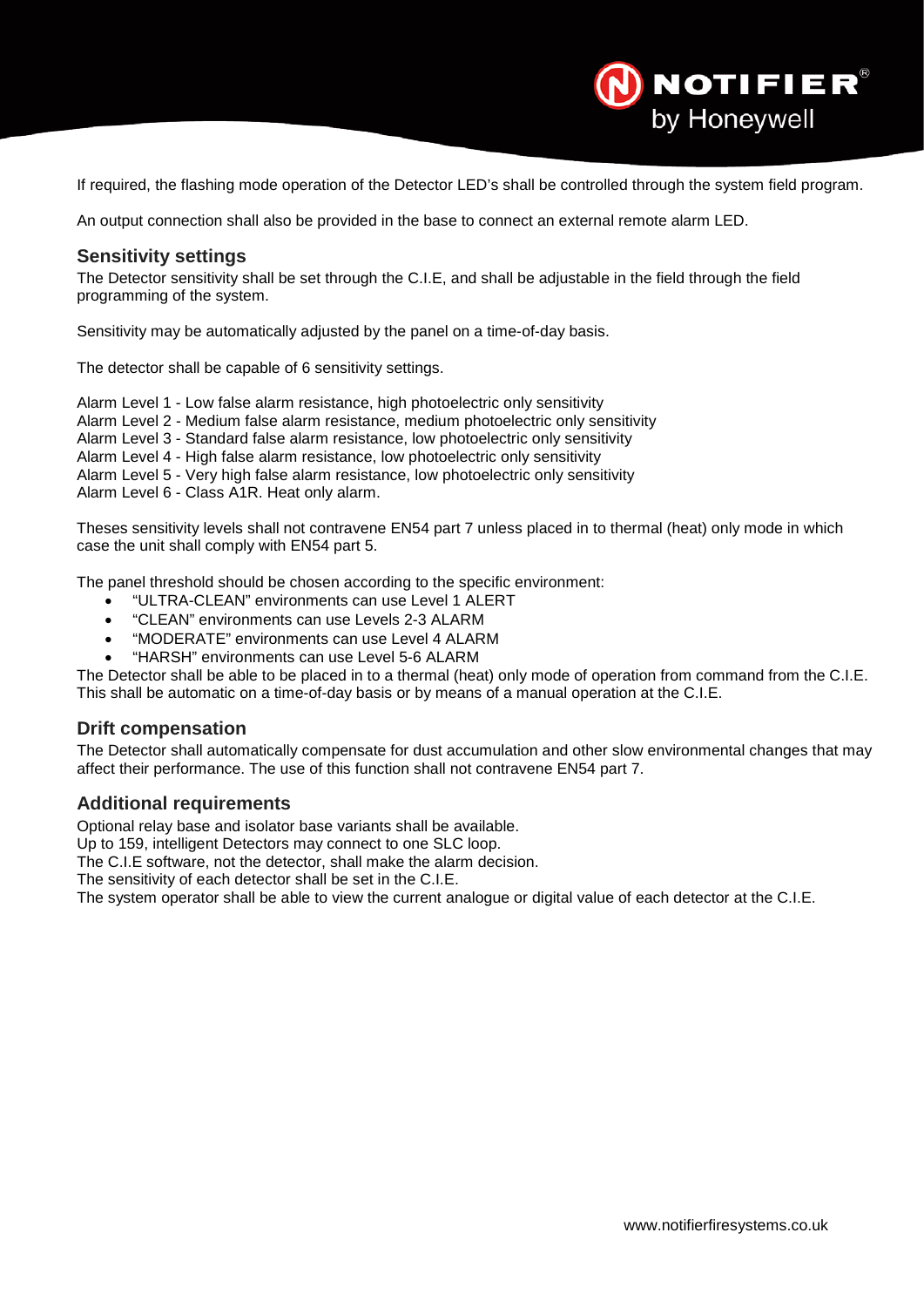If required, the flashing mode operation of the Detector LED's shall be controlled through the system field program.

An output connection shall also be provided in the base to connect an external remote alarm LED.

## Sensitivity settings

The Detector sensitivity shall be set through the C.I.E, and shall be adjustable in the field through the field programming of the system.

Sensitivity may be automatically adjusted by the panel on a time-of-day basis.

The detector shall be capable of 6 sensitivity settings.

Alarm Level 1 - Low false alarm resistance, high photoelectric only sensitivity
Alarm Level 2 - Medium false alarm resistance, medium photoelectric only sensitivity
Alarm Level 3 - Standard false alarm resistance, low photoelectric only sensitivity
Alarm Level 4 - High false alarm resistance, low photoelectric only sensitivity
Alarm Level 5 - Very high false alarm resistance, low photoelectric only sensitivity
Alarm Level 6 - Class A1R. Heat only alarm.

Theses sensitivity levels shall not contravene EN54 part 7 unless placed in to thermal (heat) only mode in which case the unit shall comply with EN54 part 5.

The panel threshold should be chosen according to the specific environment:

- "ULTRA-CLEAN" environments can use Level 1 ALERT
- "CLEAN" environments can use Levels 2-3 ALARM
- "MODERATE" environments can use Level 4 ALARM
- "HARSH" environments can use Level 5-6 ALARM

The Detector shall be able to be placed in to a thermal (heat) only mode of operation from command from the C.I.E. This shall be automatic on a time-of-day basis or by means of a manual operation at the C.I.E.

## Drift compensation

The Detector shall automatically compensate for dust accumulation and other slow environmental changes that may affect their performance. The use of this function shall not contravene EN54 part 7.

## Additional requirements

Optional relay base and isolator base variants shall be available.
Up to 159, intelligent Detectors may connect to one SLC loop.
The C.I.E software, not the detector, shall make the alarm decision.
The sensitivity of each detector shall be set in the C.I.E.
The system operator shall be able to view the current analogue or digital value of each detector at the C.I.E.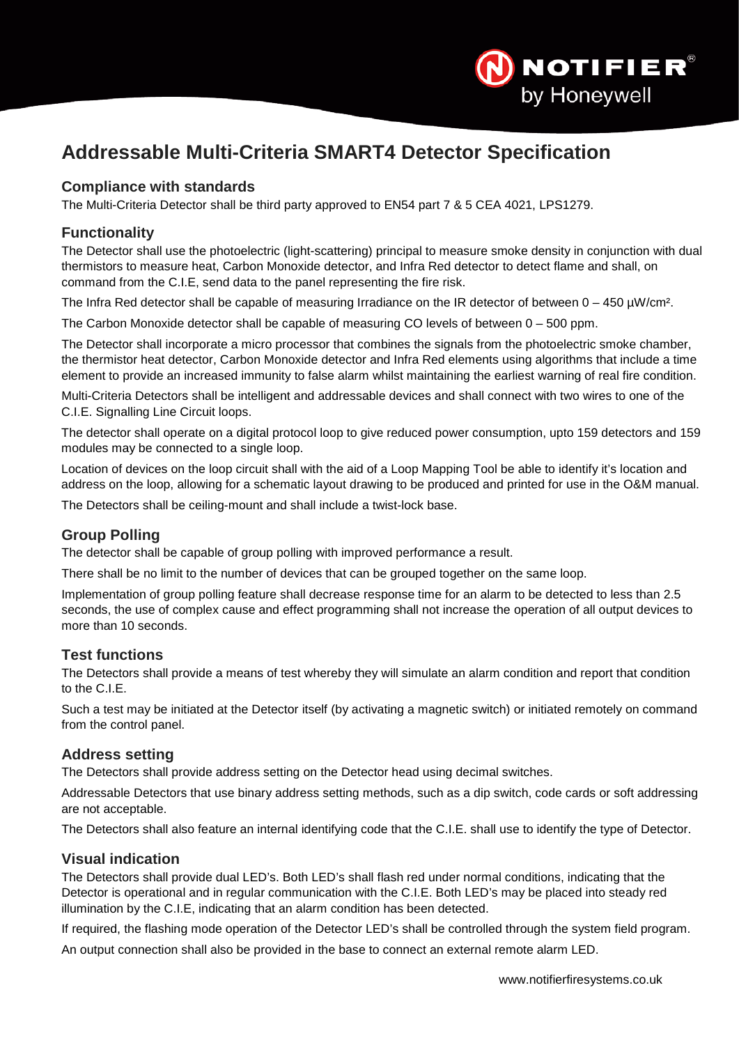# Addressable Multi-Criteria SMART4 Detector Specification

## Compliance with standards

The Multi-Criteria Detector shall be third party approved to EN54 part 7 & 5 CEA 4021, LPS1279.

## Functionality

The Detector shall use the photoelectric (light-scattering) principal to measure smoke density in conjunction with dual thermistors to measure heat, Carbon Monoxide detector, and Infra Red detector to detect flame and shall, on command from the C.I.E, send data to the panel representing the fire risk.

The Infra Red detector shall be capable of measuring Irradiance on the IR detector of between 0 – 450 µW/cm².

The Carbon Monoxide detector shall be capable of measuring CO levels of between 0 – 500 ppm.

The Detector shall incorporate a micro processor that combines the signals from the photoelectric smoke chamber, the thermistor heat detector, Carbon Monoxide detector and Infra Red elements using algorithms that include a time element to provide an increased immunity to false alarm whilst maintaining the earliest warning of real fire condition.

Multi-Criteria Detectors shall be intelligent and addressable devices and shall connect with two wires to one of the C.I.E. Signalling Line Circuit loops.

The detector shall operate on a digital protocol loop to give reduced power consumption, upto 159 detectors and 159 modules may be connected to a single loop.

Location of devices on the loop circuit shall with the aid of a Loop Mapping Tool be able to identify it's location and address on the loop, allowing for a schematic layout drawing to be produced and printed for use in the O&M manual.

The Detectors shall be ceiling-mount and shall include a twist-lock base.

## Group Polling

The detector shall be capable of group polling with improved performance a result.

There shall be no limit to the number of devices that can be grouped together on the same loop.

Implementation of group polling feature shall decrease response time for an alarm to be detected to less than 2.5 seconds, the use of complex cause and effect programming shall not increase the operation of all output devices to more than 10 seconds.

## Test functions

The Detectors shall provide a means of test whereby they will simulate an alarm condition and report that condition to the C.I.E.

Such a test may be initiated at the Detector itself (by activating a magnetic switch) or initiated remotely on command from the control panel.

## Address setting

The Detectors shall provide address setting on the Detector head using decimal switches.

Addressable Detectors that use binary address setting methods, such as a dip switch, code cards or soft addressing are not acceptable.

The Detectors shall also feature an internal identifying code that the C.I.E. shall use to identify the type of Detector.

## Visual indication

The Detectors shall provide dual LED's. Both LED's shall flash red under normal conditions, indicating that the Detector is operational and in regular communication with the C.I.E. Both LED's may be placed into steady red illumination by the C.I.E, indicating that an alarm condition has been detected.

If required, the flashing mode operation of the Detector LED's shall be controlled through the system field program.

An output connection shall also be provided in the base to connect an external remote alarm LED.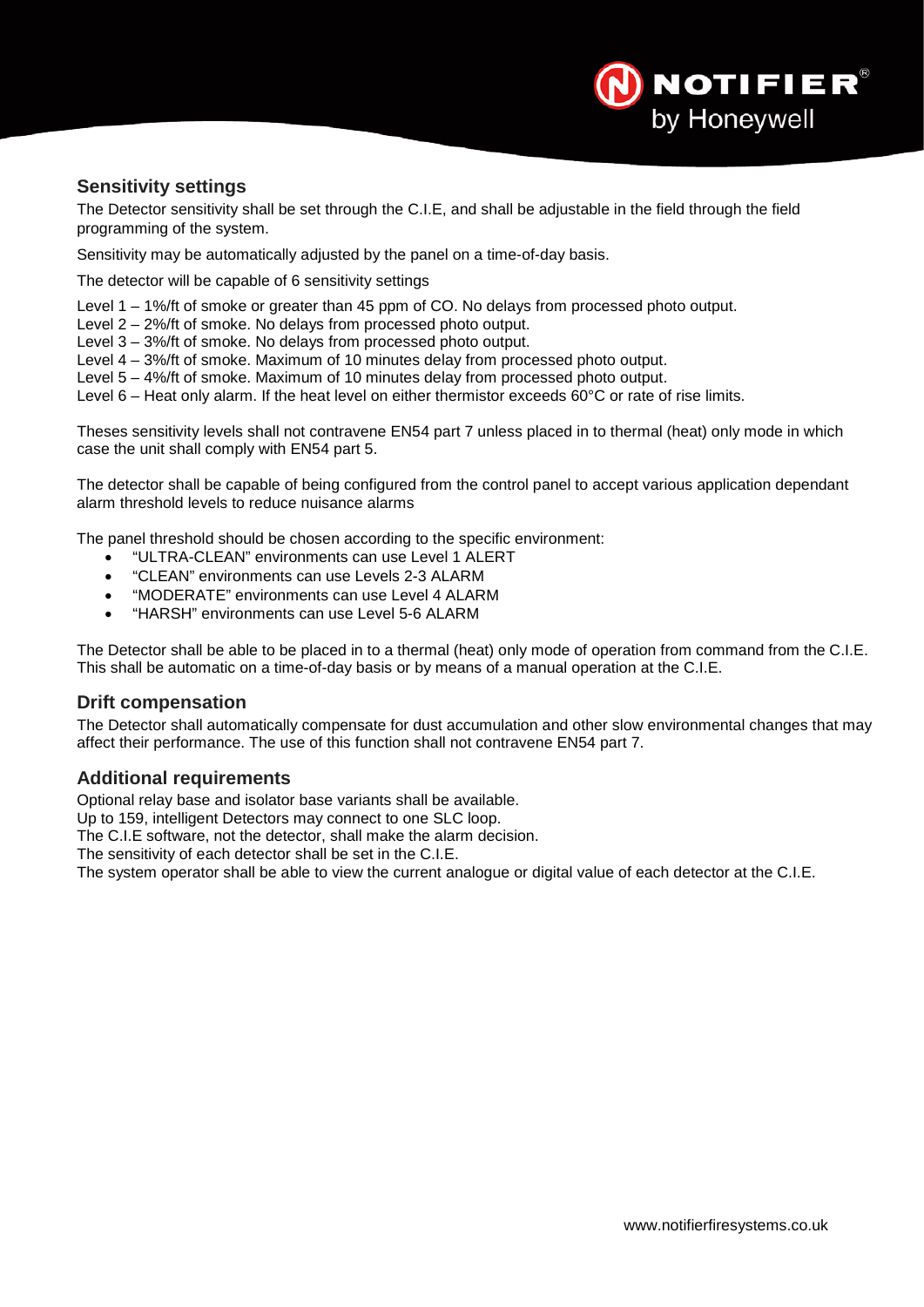## Sensitivity settings

The Detector sensitivity shall be set through the C.I.E, and shall be adjustable in the field through the field programming of the system.

Sensitivity may be automatically adjusted by the panel on a time-of-day basis.

The detector will be capable of 6 sensitivity settings

Level 1 – 1%/ft of smoke or greater than 45 ppm of CO. No delays from processed photo output.
Level 2 – 2%/ft of smoke. No delays from processed photo output.
Level 3 – 3%/ft of smoke. No delays from processed photo output.
Level 4 – 3%/ft of smoke. Maximum of 10 minutes delay from processed photo output.
Level 5 – 4%/ft of smoke. Maximum of 10 minutes delay from processed photo output.
Level 6 – Heat only alarm. If the heat level on either thermistor exceeds 60°C or rate of rise limits.

Theses sensitivity levels shall not contravene EN54 part 7 unless placed in to thermal (heat) only mode in which case the unit shall comply with EN54 part 5.

The detector shall be capable of being configured from the control panel to accept various application dependant alarm threshold levels to reduce nuisance alarms

The panel threshold should be chosen according to the specific environment:

- "ULTRA-CLEAN" environments can use Level 1 ALERT
- "CLEAN" environments can use Levels 2-3 ALARM
- "MODERATE" environments can use Level 4 ALARM
- "HARSH" environments can use Level 5-6 ALARM

The Detector shall be able to be placed in to a thermal (heat) only mode of operation from command from the C.I.E. This shall be automatic on a time-of-day basis or by means of a manual operation at the C.I.E.

## Drift compensation

The Detector shall automatically compensate for dust accumulation and other slow environmental changes that may affect their performance. The use of this function shall not contravene EN54 part 7.

## Additional requirements

Optional relay base and isolator base variants shall be available.
Up to 159, intelligent Detectors may connect to one SLC loop.
The C.I.E software, not the detector, shall make the alarm decision.
The sensitivity of each detector shall be set in the C.I.E.
The system operator shall be able to view the current analogue or digital value of each detector at the C.I.E.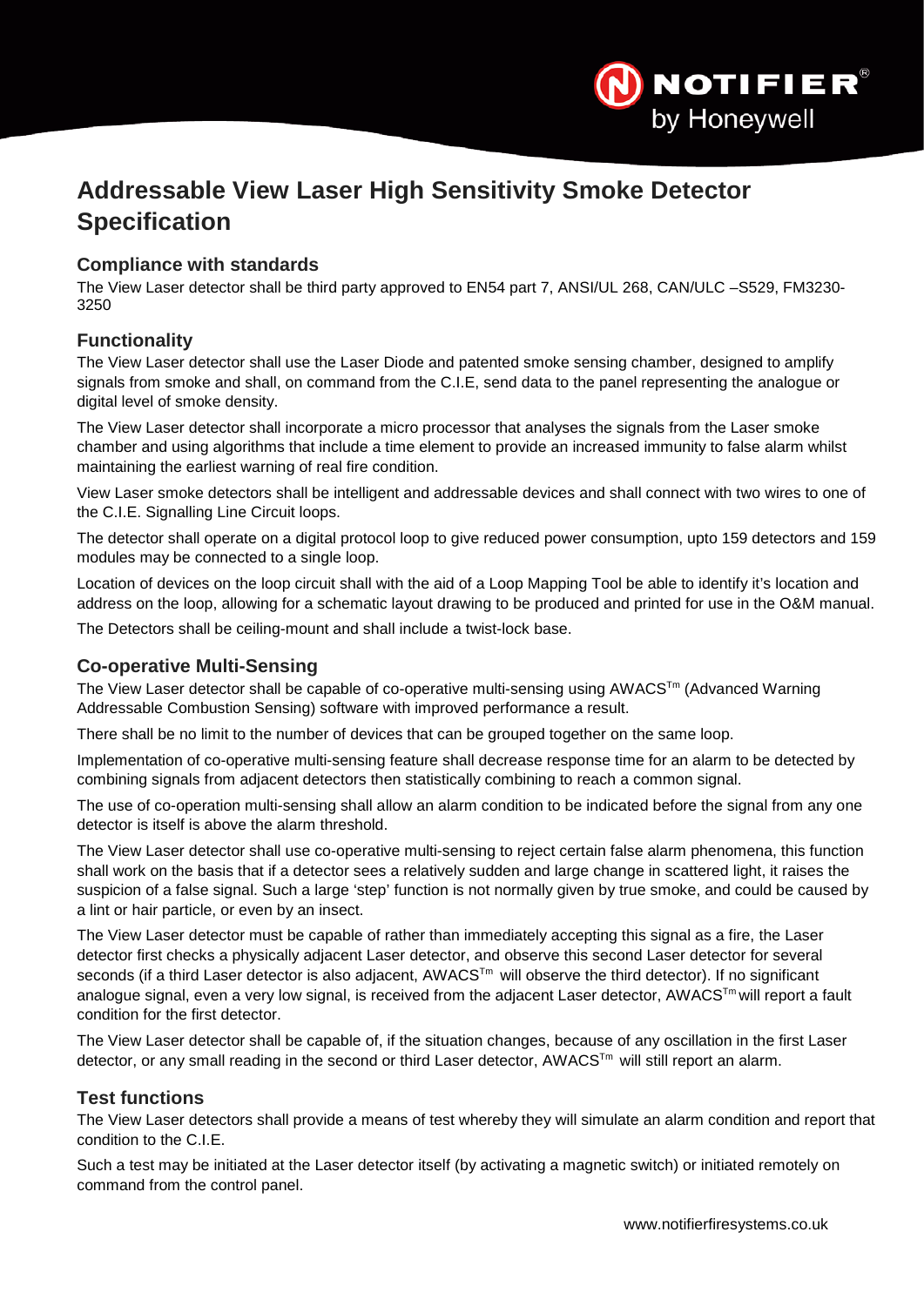# Addressable View Laser High Sensitivity Smoke Detector Specification

## Compliance with standards

The View Laser detector shall be third party approved to EN54 part 7, ANSI/UL 268, CAN/ULC –S529, FM3230-3250

## Functionality

The View Laser detector shall use the Laser Diode and patented smoke sensing chamber, designed to amplify signals from smoke and shall, on command from the C.I.E, send data to the panel representing the analogue or digital level of smoke density.

The View Laser detector shall incorporate a micro processor that analyses the signals from the Laser smoke chamber and using algorithms that include a time element to provide an increased immunity to false alarm whilst maintaining the earliest warning of real fire condition.

View Laser smoke detectors shall be intelligent and addressable devices and shall connect with two wires to one of the C.I.E. Signalling Line Circuit loops.

The detector shall operate on a digital protocol loop to give reduced power consumption, upto 159 detectors and 159 modules may be connected to a single loop.

Location of devices on the loop circuit shall with the aid of a Loop Mapping Tool be able to identify it's location and address on the loop, allowing for a schematic layout drawing to be produced and printed for use in the O&M manual.

The Detectors shall be ceiling-mount and shall include a twist-lock base.

## Co-operative Multi-Sensing

The View Laser detector shall be capable of co-operative multi-sensing using AWACS[Tm] (Advanced Warning Addressable Combustion Sensing) software with improved performance a result.

There shall be no limit to the number of devices that can be grouped together on the same loop.

Implementation of co-operative multi-sensing feature shall decrease response time for an alarm to be detected by combining signals from adjacent detectors then statistically combining to reach a common signal.

The use of co-operation multi-sensing shall allow an alarm condition to be indicated before the signal from any one detector is itself is above the alarm threshold.

The View Laser detector shall use co-operative multi-sensing to reject certain false alarm phenomena, this function shall work on the basis that if a detector sees a relatively sudden and large change in scattered light, it raises the suspicion of a false signal. Such a large 'step' function is not normally given by true smoke, and could be caused by a lint or hair particle, or even by an insect.

The View Laser detector must be capable of rather than immediately accepting this signal as a fire, the Laser detector first checks a physically adjacent Laser detector, and observe this second Laser detector for several seconds (if a third Laser detector is also adjacent, AWACS[Tm] will observe the third detector). If no significant analogue signal, even a very low signal, is received from the adjacent Laser detector, AWACS[Tm] will report a fault condition for the first detector.

The View Laser detector shall be capable of, if the situation changes, because of any oscillation in the first Laser detector, or any small reading in the second or third Laser detector, AWACS[Tm] will still report an alarm.

## Test functions

The View Laser detectors shall provide a means of test whereby they will simulate an alarm condition and report that condition to the C.I.E.

Such a test may be initiated at the Laser detector itself (by activating a magnetic switch) or initiated remotely on command from the control panel.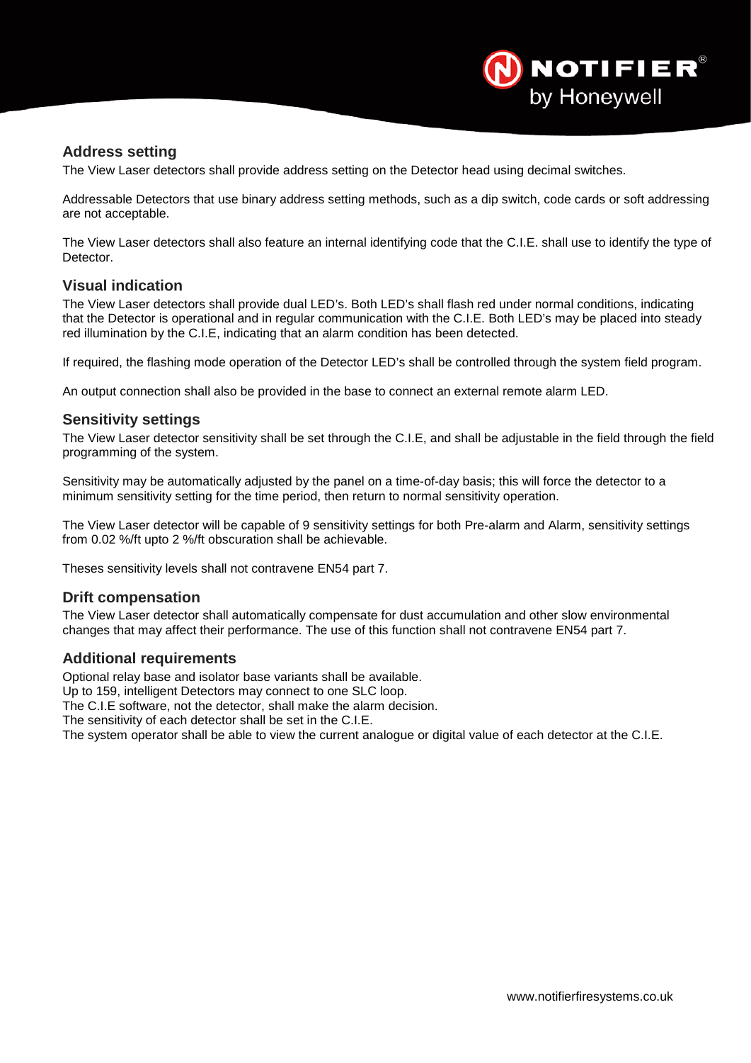## Address setting

The View Laser detectors shall provide address setting on the Detector head using decimal switches.

Addressable Detectors that use binary address setting methods, such as a dip switch, code cards or soft addressing are not acceptable.

The View Laser detectors shall also feature an internal identifying code that the C.I.E. shall use to identify the type of Detector.

## Visual indication

The View Laser detectors shall provide dual LED's. Both LED's shall flash red under normal conditions, indicating that the Detector is operational and in regular communication with the C.I.E. Both LED's may be placed into steady red illumination by the C.I.E, indicating that an alarm condition has been detected.

If required, the flashing mode operation of the Detector LED's shall be controlled through the system field program.

An output connection shall also be provided in the base to connect an external remote alarm LED.

## Sensitivity settings

The View Laser detector sensitivity shall be set through the C.I.E, and shall be adjustable in the field through the field programming of the system.

Sensitivity may be automatically adjusted by the panel on a time-of-day basis; this will force the detector to a minimum sensitivity setting for the time period, then return to normal sensitivity operation.

The View Laser detector will be capable of 9 sensitivity settings for both Pre-alarm and Alarm, sensitivity settings from 0.02 %/ft upto 2 %/ft obscuration shall be achievable.

Theses sensitivity levels shall not contravene EN54 part 7.

## Drift compensation

The View Laser detector shall automatically compensate for dust accumulation and other slow environmental changes that may affect their performance. The use of this function shall not contravene EN54 part 7.

## Additional requirements

Optional relay base and isolator base variants shall be available.
Up to 159, intelligent Detectors may connect to one SLC loop.
The C.I.E software, not the detector, shall make the alarm decision.
The sensitivity of each detector shall be set in the C.I.E.
The system operator shall be able to view the current analogue or digital value of each detector at the C.I.E.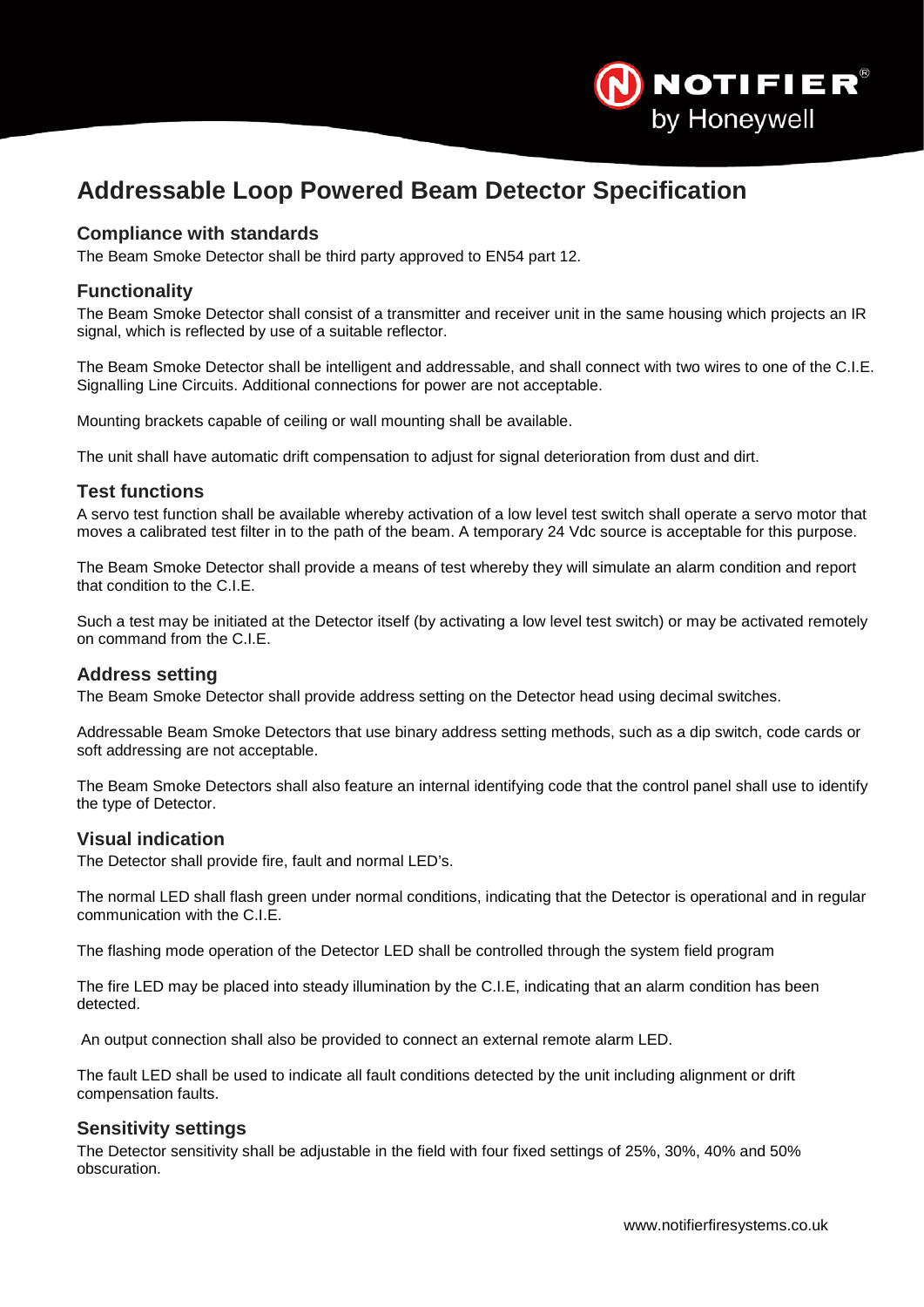# Addressable Loop Powered Beam Detector Specification

## Compliance with standards

The Beam Smoke Detector shall be third party approved to EN54 part 12.

## Functionality

The Beam Smoke Detector shall consist of a transmitter and receiver unit in the same housing which projects an IR signal, which is reflected by use of a suitable reflector.

The Beam Smoke Detector shall be intelligent and addressable, and shall connect with two wires to one of the C.I.E. Signalling Line Circuits. Additional connections for power are not acceptable.

Mounting brackets capable of ceiling or wall mounting shall be available.

The unit shall have automatic drift compensation to adjust for signal deterioration from dust and dirt.

## Test functions

A servo test function shall be available whereby activation of a low level test switch shall operate a servo motor that moves a calibrated test filter in to the path of the beam. A temporary 24 Vdc source is acceptable for this purpose.

The Beam Smoke Detector shall provide a means of test whereby they will simulate an alarm condition and report that condition to the C.I.E.

Such a test may be initiated at the Detector itself (by activating a low level test switch) or may be activated remotely on command from the C.I.E.

## Address setting

The Beam Smoke Detector shall provide address setting on the Detector head using decimal switches.

Addressable Beam Smoke Detectors that use binary address setting methods, such as a dip switch, code cards or soft addressing are not acceptable.

The Beam Smoke Detectors shall also feature an internal identifying code that the control panel shall use to identify the type of Detector.

## Visual indication

The Detector shall provide fire, fault and normal LED's.

The normal LED shall flash green under normal conditions, indicating that the Detector is operational and in regular communication with the C.I.E.

The flashing mode operation of the Detector LED shall be controlled through the system field program

The fire LED may be placed into steady illumination by the C.I.E, indicating that an alarm condition has been detected.

An output connection shall also be provided to connect an external remote alarm LED.

The fault LED shall be used to indicate all fault conditions detected by the unit including alignment or drift compensation faults.

## Sensitivity settings

The Detector sensitivity shall be adjustable in the field with four fixed settings of 25%, 30%, 40% and 50% obscuration.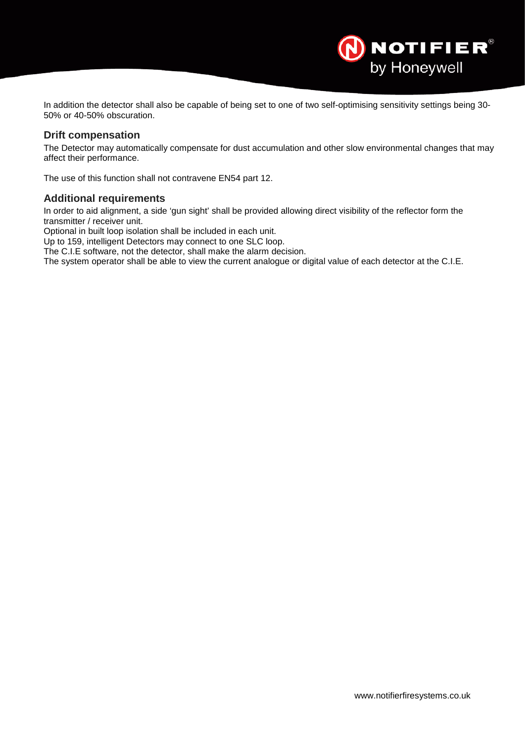In addition the detector shall also be capable of being set to one of two self-optimising sensitivity settings being 30-50% or 40-50% obscuration.

## Drift compensation

The Detector may automatically compensate for dust accumulation and other slow environmental changes that may affect their performance.

The use of this function shall not contravene EN54 part 12.

## Additional requirements

In order to aid alignment, a side 'gun sight' shall be provided allowing direct visibility of the reflector form the transmitter / receiver unit.
Optional in built loop isolation shall be included in each unit.
Up to 159, intelligent Detectors may connect to one SLC loop.
The C.I.E software, not the detector, shall make the alarm decision.
The system operator shall be able to view the current analogue or digital value of each detector at the C.I.E.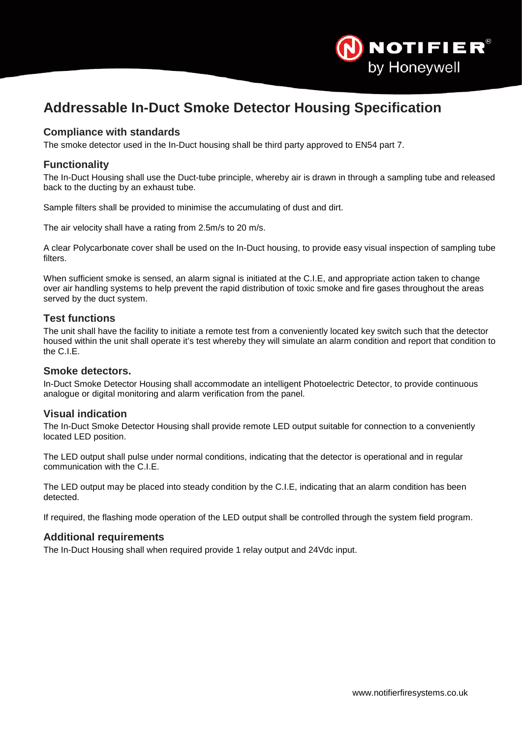# Addressable In-Duct Smoke Detector Housing Specification

## Compliance with standards

The smoke detector used in the In-Duct housing shall be third party approved to EN54 part 7.

## Functionality

The In-Duct Housing shall use the Duct-tube principle, whereby air is drawn in through a sampling tube and released back to the ducting by an exhaust tube.

Sample filters shall be provided to minimise the accumulating of dust and dirt.

The air velocity shall have a rating from 2.5m/s to 20 m/s.

A clear Polycarbonate cover shall be used on the In-Duct housing, to provide easy visual inspection of sampling tube filters.

When sufficient smoke is sensed, an alarm signal is initiated at the C.I.E, and appropriate action taken to change over air handling systems to help prevent the rapid distribution of toxic smoke and fire gases throughout the areas served by the duct system.

## Test functions

The unit shall have the facility to initiate a remote test from a conveniently located key switch such that the detector housed within the unit shall operate it's test whereby they will simulate an alarm condition and report that condition to the C.I.E.

## Smoke detectors.

In-Duct Smoke Detector Housing shall accommodate an intelligent Photoelectric Detector, to provide continuous analogue or digital monitoring and alarm verification from the panel.

## Visual indication

The In-Duct Smoke Detector Housing shall provide remote LED output suitable for connection to a conveniently located LED position.

The LED output shall pulse under normal conditions, indicating that the detector is operational and in regular communication with the C.I.E.

The LED output may be placed into steady condition by the C.I.E, indicating that an alarm condition has been detected.

If required, the flashing mode operation of the LED output shall be controlled through the system field program.

## Additional requirements

The In-Duct Housing shall when required provide 1 relay output and 24Vdc input.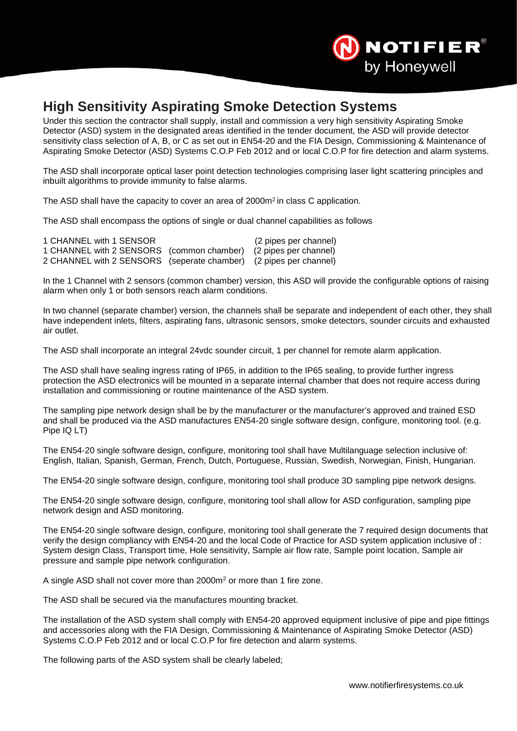## High Sensitivity Aspirating Smoke Detection Systems

Under this section the contractor shall supply, install and commission a very high sensitivity Aspirating Smoke Detector (ASD) system in the designated areas identified in the tender document, the ASD will provide detector sensitivity class selection of A, B, or C as set out in EN54-20 and the FIA Design, Commissioning & Maintenance of Aspirating Smoke Detector (ASD) Systems C.O.P Feb 2012 and or local C.O.P for fire detection and alarm systems.

The ASD shall incorporate optical laser point detection technologies comprising laser light scattering principles and inbuilt algorithms to provide immunity to false alarms.

The ASD shall have the capacity to cover an area of 2000m$^2$ in class C application.

The ASD shall encompass the options of single or dual channel capabilities as follows

| | | |
|---|---|---|
| 1 CHANNEL with 1 SENSOR | | (2 pipes per channel) |
| 1 CHANNEL with 2 SENSORS | (common chamber) | (2 pipes per channel) |
| 2 CHANNEL with 2 SENSORS | (seperate chamber) | (2 pipes per channel) |

In the 1 Channel with 2 sensors (common chamber) version, this ASD will provide the configurable options of raising alarm when only 1 or both sensors reach alarm conditions.

In two channel (separate chamber) version, the channels shall be separate and independent of each other, they shall have independent inlets, filters, aspirating fans, ultrasonic sensors, smoke detectors, sounder circuits and exhausted air outlet.

The ASD shall incorporate an integral 24vdc sounder circuit, 1 per channel for remote alarm application.

The ASD shall have sealing ingress rating of IP65, in addition to the IP65 sealing, to provide further ingress protection the ASD electronics will be mounted in a separate internal chamber that does not require access during installation and commissioning or routine maintenance of the ASD system.

The sampling pipe network design shall be by the manufacturer or the manufacturer's approved and trained ESD and shall be produced via the ASD manufactures EN54-20 single software design, configure, monitoring tool. (e.g. Pipe IQ LT)

The EN54-20 single software design, configure, monitoring tool shall have Multilanguage selection inclusive of: English, Italian, Spanish, German, French, Dutch, Portuguese, Russian, Swedish, Norwegian, Finish, Hungarian.

The EN54-20 single software design, configure, monitoring tool shall produce 3D sampling pipe network designs.

The EN54-20 single software design, configure, monitoring tool shall allow for ASD configuration, sampling pipe network design and ASD monitoring.

The EN54-20 single software design, configure, monitoring tool shall generate the 7 required design documents that verify the design compliancy with EN54-20 and the local Code of Practice for ASD system application inclusive of : System design Class, Transport time, Hole sensitivity, Sample air flow rate, Sample point location, Sample air pressure and sample pipe network configuration.

A single ASD shall not cover more than 2000m$^2$ or more than 1 fire zone.

The ASD shall be secured via the manufactures mounting bracket.

The installation of the ASD system shall comply with EN54-20 approved equipment inclusive of pipe and pipe fittings and accessories along with the FIA Design, Commissioning & Maintenance of Aspirating Smoke Detector (ASD) Systems C.O.P Feb 2012 and or local C.O.P for fire detection and alarm systems.

The following parts of the ASD system shall be clearly labeled;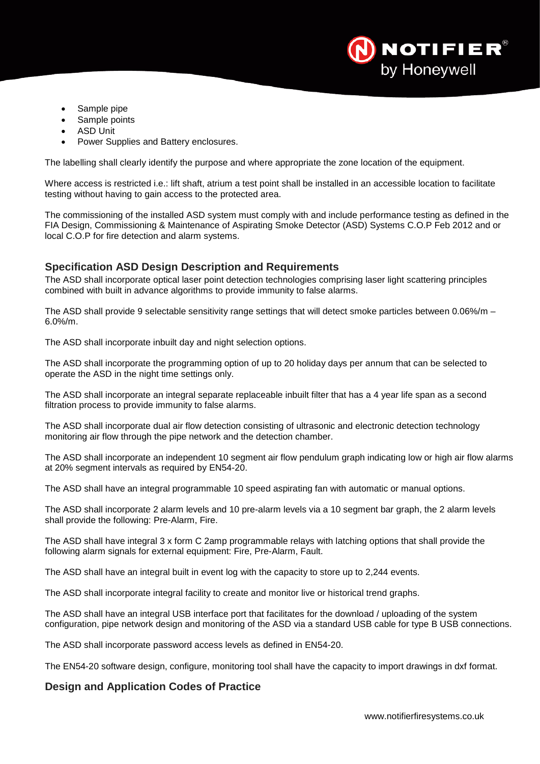- Sample pipe
- Sample points
- ASD Unit
- Power Supplies and Battery enclosures.

The labelling shall clearly identify the purpose and where appropriate the zone location of the equipment.

Where access is restricted i.e.: lift shaft, atrium a test point shall be installed in an accessible location to facilitate testing without having to gain access to the protected area.

The commissioning of the installed ASD system must comply with and include performance testing as defined in the FIA Design, Commissioning & Maintenance of Aspirating Smoke Detector (ASD) Systems C.O.P Feb 2012 and or local C.O.P for fire detection and alarm systems.

## Specification ASD Design Description and Requirements

The ASD shall incorporate optical laser point detection technologies comprising laser light scattering principles combined with built in advance algorithms to provide immunity to false alarms.

The ASD shall provide 9 selectable sensitivity range settings that will detect smoke particles between 0.06%/m – 6.0%/m.

The ASD shall incorporate inbuilt day and night selection options.

The ASD shall incorporate the programming option of up to 20 holiday days per annum that can be selected to operate the ASD in the night time settings only.

The ASD shall incorporate an integral separate replaceable inbuilt filter that has a 4 year life span as a second filtration process to provide immunity to false alarms.

The ASD shall incorporate dual air flow detection consisting of ultrasonic and electronic detection technology monitoring air flow through the pipe network and the detection chamber.

The ASD shall incorporate an independent 10 segment air flow pendulum graph indicating low or high air flow alarms at 20% segment intervals as required by EN54-20.

The ASD shall have an integral programmable 10 speed aspirating fan with automatic or manual options.

The ASD shall incorporate 2 alarm levels and 10 pre-alarm levels via a 10 segment bar graph, the 2 alarm levels shall provide the following: Pre-Alarm, Fire.

The ASD shall have integral 3 x form C 2amp programmable relays with latching options that shall provide the following alarm signals for external equipment: Fire, Pre-Alarm, Fault.

The ASD shall have an integral built in event log with the capacity to store up to 2,244 events.

The ASD shall incorporate integral facility to create and monitor live or historical trend graphs.

The ASD shall have an integral USB interface port that facilitates for the download / uploading of the system configuration, pipe network design and monitoring of the ASD via a standard USB cable for type B USB connections.

The ASD shall incorporate password access levels as defined in EN54-20.

The EN54-20 software design, configure, monitoring tool shall have the capacity to import drawings in dxf format.

## Design and Application Codes of Practice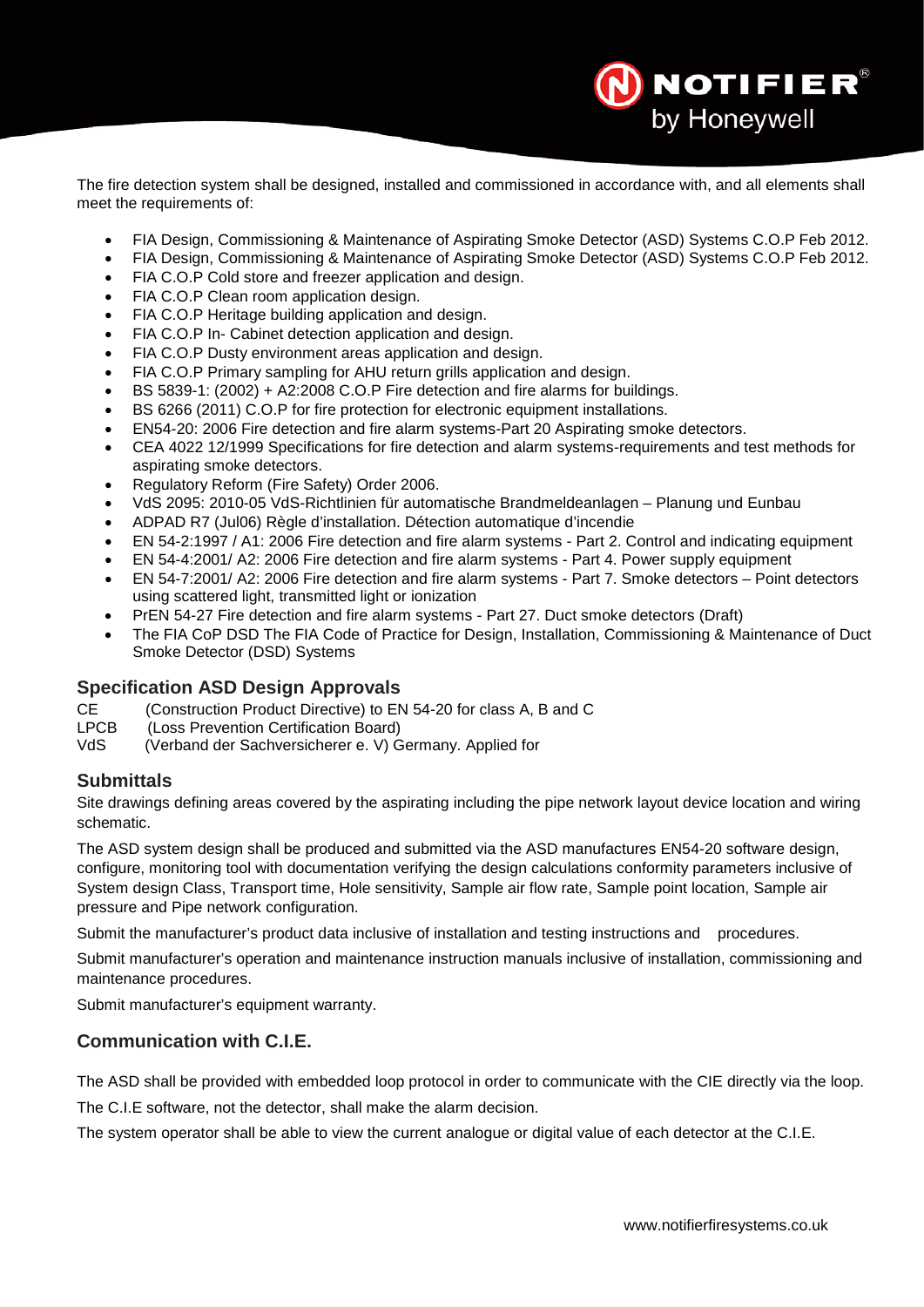The fire detection system shall be designed, installed and commissioned in accordance with, and all elements shall meet the requirements of:

- FIA Design, Commissioning & Maintenance of Aspirating Smoke Detector (ASD) Systems C.O.P Feb 2012.
- FIA Design, Commissioning & Maintenance of Aspirating Smoke Detector (ASD) Systems C.O.P Feb 2012.
- FIA C.O.P Cold store and freezer application and design.
- FIA C.O.P Clean room application design.
- FIA C.O.P Heritage building application and design.
- FIA C.O.P In- Cabinet detection application and design.
- FIA C.O.P Dusty environment areas application and design.
- FIA C.O.P Primary sampling for AHU return grills application and design.
- BS 5839-1: (2002) + A2:2008 C.O.P Fire detection and fire alarms for buildings.
- BS 6266 (2011) C.O.P for fire protection for electronic equipment installations.
- EN54-20: 2006 Fire detection and fire alarm systems-Part 20 Aspirating smoke detectors.
- CEA 4022 12/1999 Specifications for fire detection and alarm systems-requirements and test methods for aspirating smoke detectors.
- Regulatory Reform (Fire Safety) Order 2006.
- VdS 2095: 2010-05 VdS-Richtlinien für automatische Brandmeldeanlagen – Planung und Eunbau
- ADPAD R7 (Jul06) Règle d'installation. Détection automatique d'incendie
- EN 54-2:1997 / A1: 2006 Fire detection and fire alarm systems - Part 2. Control and indicating equipment
- EN 54-4:2001/ A2: 2006 Fire detection and fire alarm systems - Part 4. Power supply equipment
- EN 54-7:2001/ A2: 2006 Fire detection and fire alarm systems - Part 7. Smoke detectors – Point detectors using scattered light, transmitted light or ionization
- PrEN 54-27 Fire detection and fire alarm systems - Part 27. Duct smoke detectors (Draft)
- The FIA CoP DSD The FIA Code of Practice for Design, Installation, Commissioning & Maintenance of Duct Smoke Detector (DSD) Systems

## Specification ASD Design Approvals

CE (Construction Product Directive) to EN 54-20 for class A, B and C
LPCB (Loss Prevention Certification Board)
VdS (Verband der Sachversicherer e. V) Germany. Applied for

## Submittals

Site drawings defining areas covered by the aspirating including the pipe network layout device location and wiring schematic.

The ASD system design shall be produced and submitted via the ASD manufactures EN54-20 software design, configure, monitoring tool with documentation verifying the design calculations conformity parameters inclusive of System design Class, Transport time, Hole sensitivity, Sample air flow rate, Sample point location, Sample air pressure and Pipe network configuration.

Submit the manufacturer's product data inclusive of installation and testing instructions and procedures.

Submit manufacturer's operation and maintenance instruction manuals inclusive of installation, commissioning and maintenance procedures.

Submit manufacturer's equipment warranty.

## Communication with C.I.E.

The ASD shall be provided with embedded loop protocol in order to communicate with the CIE directly via the loop.

The C.I.E software, not the detector, shall make the alarm decision.

The system operator shall be able to view the current analogue or digital value of each detector at the C.I.E.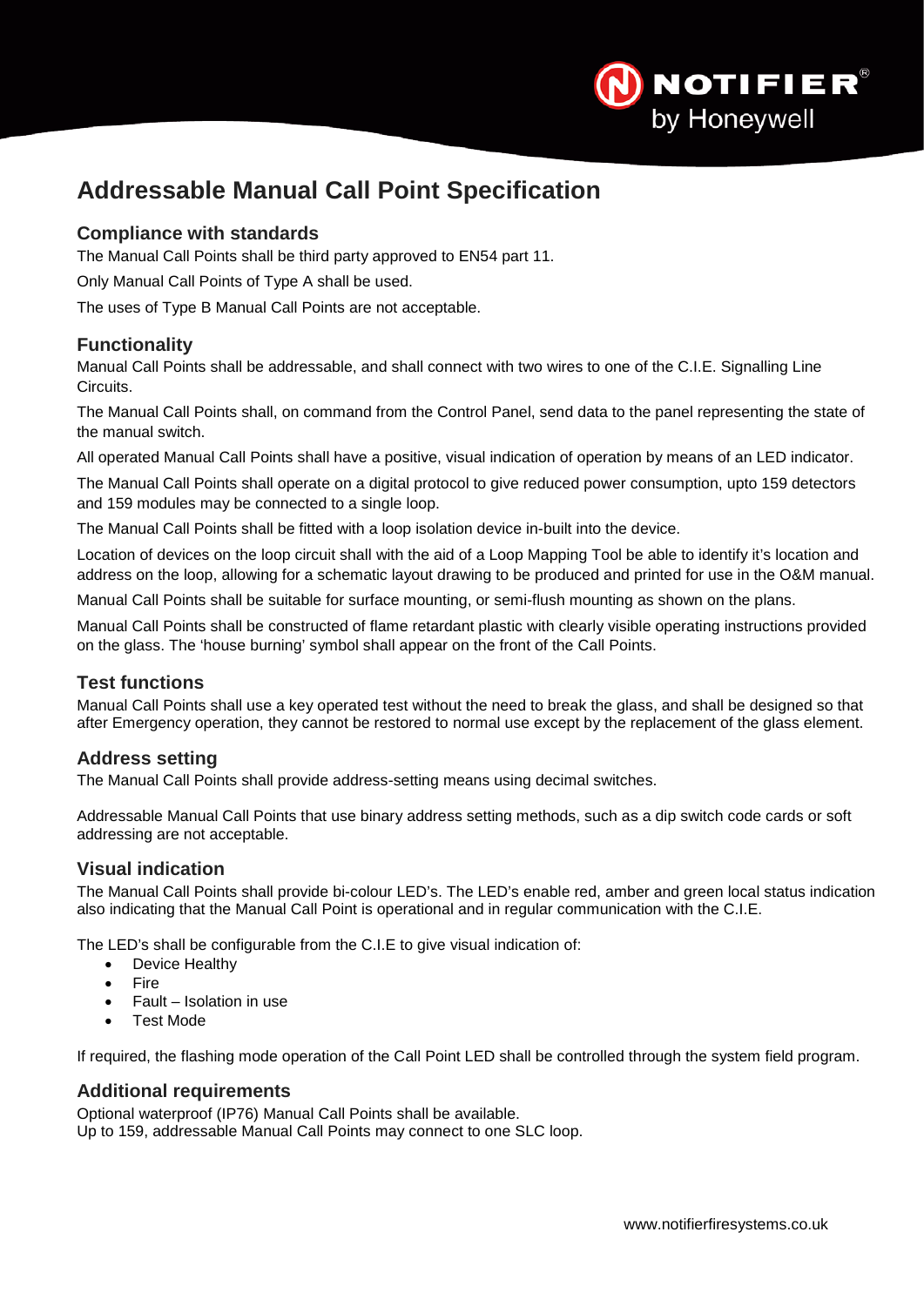# Addressable Manual Call Point Specification

## Compliance with standards

The Manual Call Points shall be third party approved to EN54 part 11.

Only Manual Call Points of Type A shall be used.

The uses of Type B Manual Call Points are not acceptable.

## Functionality

Manual Call Points shall be addressable, and shall connect with two wires to one of the C.I.E. Signalling Line Circuits.

The Manual Call Points shall, on command from the Control Panel, send data to the panel representing the state of the manual switch.

All operated Manual Call Points shall have a positive, visual indication of operation by means of an LED indicator.

The Manual Call Points shall operate on a digital protocol to give reduced power consumption, upto 159 detectors and 159 modules may be connected to a single loop.

The Manual Call Points shall be fitted with a loop isolation device in-built into the device.

Location of devices on the loop circuit shall with the aid of a Loop Mapping Tool be able to identify it's location and address on the loop, allowing for a schematic layout drawing to be produced and printed for use in the O&M manual.

Manual Call Points shall be suitable for surface mounting, or semi-flush mounting as shown on the plans.

Manual Call Points shall be constructed of flame retardant plastic with clearly visible operating instructions provided on the glass. The 'house burning' symbol shall appear on the front of the Call Points.

## Test functions

Manual Call Points shall use a key operated test without the need to break the glass, and shall be designed so that after Emergency operation, they cannot be restored to normal use except by the replacement of the glass element.

## Address setting

The Manual Call Points shall provide address-setting means using decimal switches.

Addressable Manual Call Points that use binary address setting methods, such as a dip switch code cards or soft addressing are not acceptable.

## Visual indication

The Manual Call Points shall provide bi-colour LED's. The LED's enable red, amber and green local status indication also indicating that the Manual Call Point is operational and in regular communication with the C.I.E.

The LED's shall be configurable from the C.I.E to give visual indication of:

- Device Healthy
- Fire
- Fault – Isolation in use
- Test Mode

If required, the flashing mode operation of the Call Point LED shall be controlled through the system field program.

## Additional requirements

Optional waterproof (IP76) Manual Call Points shall be available.
Up to 159, addressable Manual Call Points may connect to one SLC loop.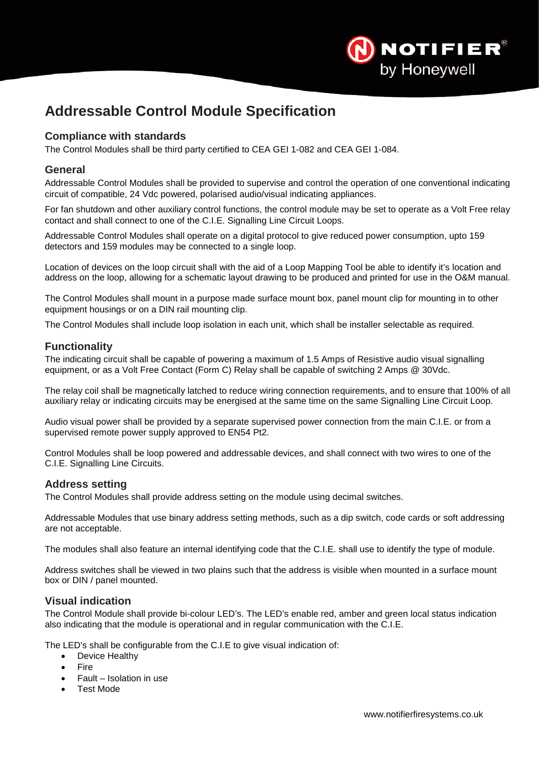# Addressable Control Module Specification

## Compliance with standards

The Control Modules shall be third party certified to CEA GEI 1-082 and CEA GEI 1-084.

## General

Addressable Control Modules shall be provided to supervise and control the operation of one conventional indicating circuit of compatible, 24 Vdc powered, polarised audio/visual indicating appliances.

For fan shutdown and other auxiliary control functions, the control module may be set to operate as a Volt Free relay contact and shall connect to one of the C.I.E. Signalling Line Circuit Loops.

Addressable Control Modules shall operate on a digital protocol to give reduced power consumption, upto 159 detectors and 159 modules may be connected to a single loop.

Location of devices on the loop circuit shall with the aid of a Loop Mapping Tool be able to identify it's location and address on the loop, allowing for a schematic layout drawing to be produced and printed for use in the O&M manual.

The Control Modules shall mount in a purpose made surface mount box, panel mount clip for mounting in to other equipment housings or on a DIN rail mounting clip.

The Control Modules shall include loop isolation in each unit, which shall be installer selectable as required.

## Functionality

The indicating circuit shall be capable of powering a maximum of 1.5 Amps of Resistive audio visual signalling equipment, or as a Volt Free Contact (Form C) Relay shall be capable of switching 2 Amps @ 30Vdc.

The relay coil shall be magnetically latched to reduce wiring connection requirements, and to ensure that 100% of all auxiliary relay or indicating circuits may be energised at the same time on the same Signalling Line Circuit Loop.

Audio visual power shall be provided by a separate supervised power connection from the main C.I.E. or from a supervised remote power supply approved to EN54 Pt2.

Control Modules shall be loop powered and addressable devices, and shall connect with two wires to one of the C.I.E. Signalling Line Circuits.

## Address setting

The Control Modules shall provide address setting on the module using decimal switches.

Addressable Modules that use binary address setting methods, such as a dip switch, code cards or soft addressing are not acceptable.

The modules shall also feature an internal identifying code that the C.I.E. shall use to identify the type of module.

Address switches shall be viewed in two plains such that the address is visible when mounted in a surface mount box or DIN / panel mounted.

## Visual indication

The Control Module shall provide bi-colour LED's. The LED's enable red, amber and green local status indication also indicating that the module is operational and in regular communication with the C.I.E.

The LED's shall be configurable from the C.I.E to give visual indication of:

- Device Healthy
- Fire
- Fault – Isolation in use
- Test Mode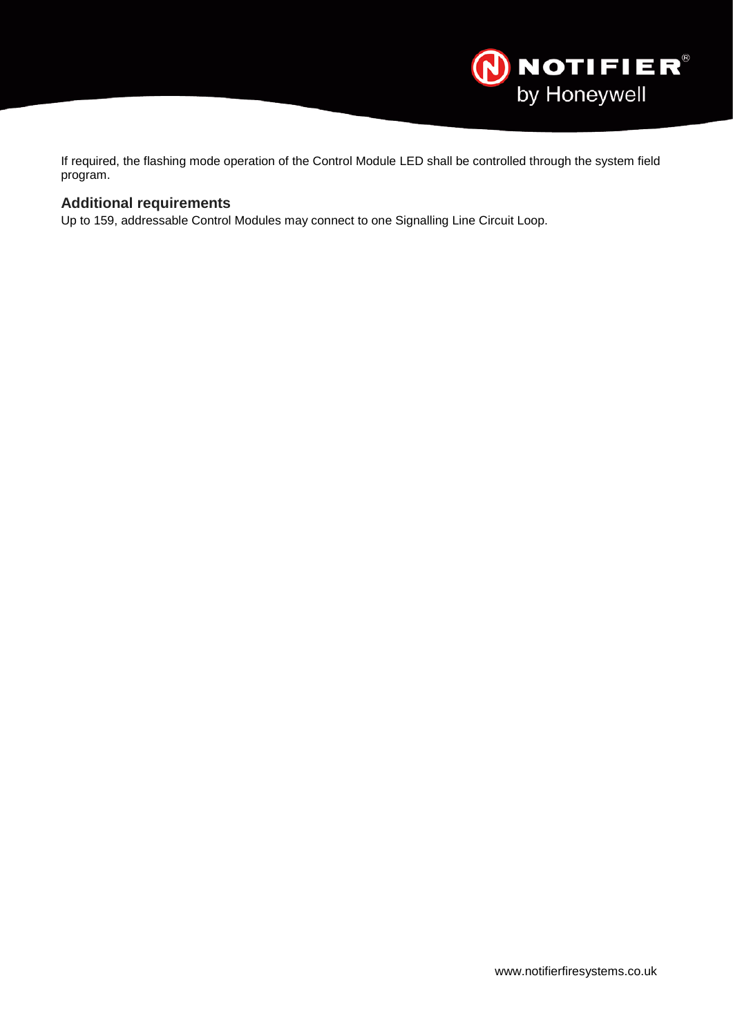If required, the flashing mode operation of the Control Module LED shall be controlled through the system field program.

## Additional requirements

Up to 159, addressable Control Modules may connect to one Signalling Line Circuit Loop.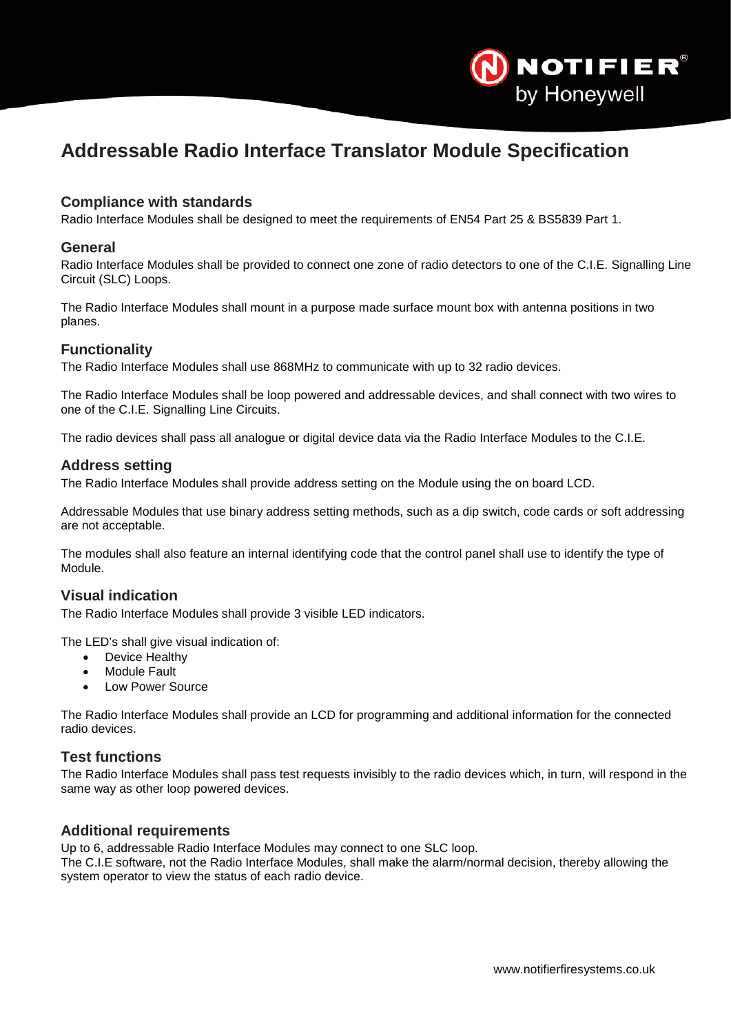# Addressable Radio Interface Translator Module Specification

## Compliance with standards

Radio Interface Modules shall be designed to meet the requirements of EN54 Part 25 & BS5839 Part 1.

## General

Radio Interface Modules shall be provided to connect one zone of radio detectors to one of the C.I.E. Signalling Line Circuit (SLC) Loops.

The Radio Interface Modules shall mount in a purpose made surface mount box with antenna positions in two planes.

## Functionality

The Radio Interface Modules shall use 868MHz to communicate with up to 32 radio devices.

The Radio Interface Modules shall be loop powered and addressable devices, and shall connect with two wires to one of the C.I.E. Signalling Line Circuits.

The radio devices shall pass all analogue or digital device data via the Radio Interface Modules to the C.I.E.

## Address setting

The Radio Interface Modules shall provide address setting on the Module using the on board LCD.

Addressable Modules that use binary address setting methods, such as a dip switch, code cards or soft addressing are not acceptable.

The modules shall also feature an internal identifying code that the control panel shall use to identify the type of Module.

## Visual indication

The Radio Interface Modules shall provide 3 visible LED indicators.

The LED's shall give visual indication of:

- Device Healthy
- Module Fault
- Low Power Source

The Radio Interface Modules shall provide an LCD for programming and additional information for the connected radio devices.

## Test functions

The Radio Interface Modules shall pass test requests invisibly to the radio devices which, in turn, will respond in the same way as other loop powered devices.

## Additional requirements

Up to 6, addressable Radio Interface Modules may connect to one SLC loop.
The C.I.E software, not the Radio Interface Modules, shall make the alarm/normal decision, thereby allowing the system operator to view the status of each radio device.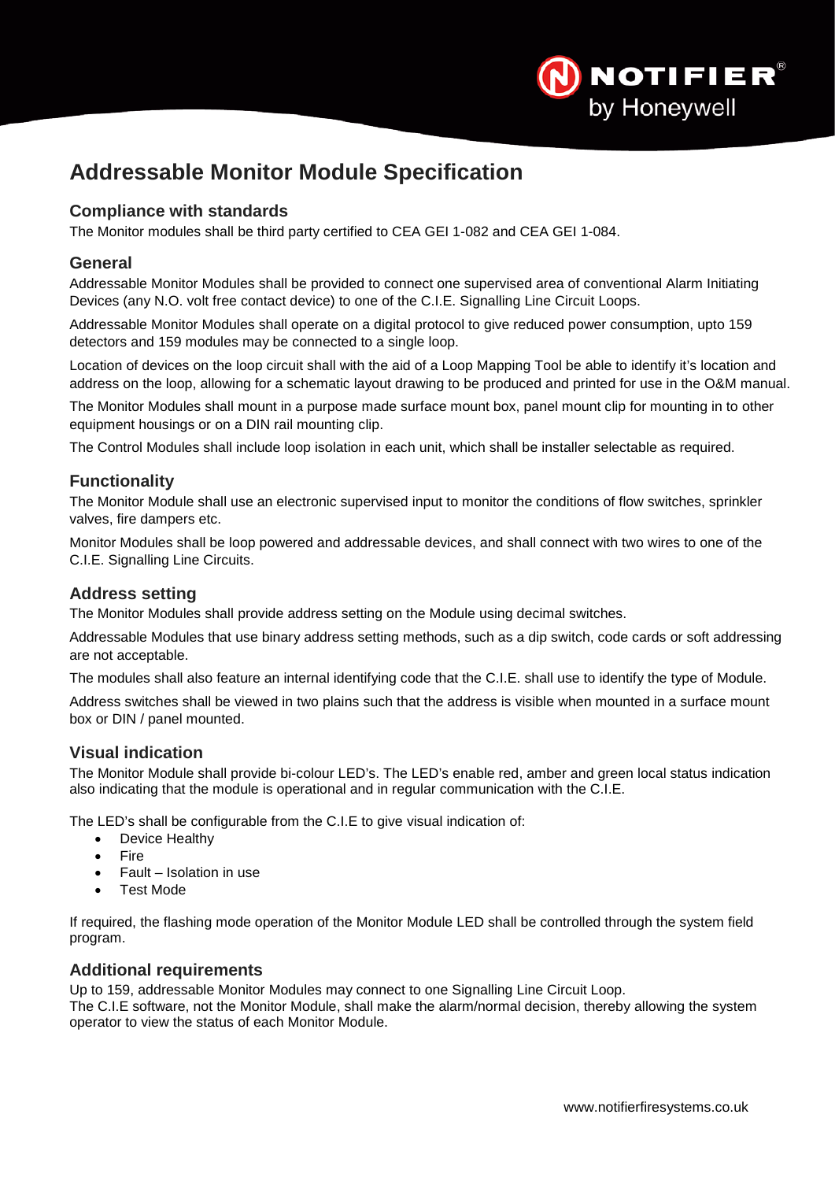# Addressable Monitor Module Specification

## Compliance with standards

The Monitor modules shall be third party certified to CEA GEI 1-082 and CEA GEI 1-084.

## General

Addressable Monitor Modules shall be provided to connect one supervised area of conventional Alarm Initiating Devices (any N.O. volt free contact device) to one of the C.I.E. Signalling Line Circuit Loops.

Addressable Monitor Modules shall operate on a digital protocol to give reduced power consumption, upto 159 detectors and 159 modules may be connected to a single loop.

Location of devices on the loop circuit shall with the aid of a Loop Mapping Tool be able to identify it's location and address on the loop, allowing for a schematic layout drawing to be produced and printed for use in the O&M manual.

The Monitor Modules shall mount in a purpose made surface mount box, panel mount clip for mounting in to other equipment housings or on a DIN rail mounting clip.

The Control Modules shall include loop isolation in each unit, which shall be installer selectable as required.

## Functionality

The Monitor Module shall use an electronic supervised input to monitor the conditions of flow switches, sprinkler valves, fire dampers etc.

Monitor Modules shall be loop powered and addressable devices, and shall connect with two wires to one of the C.I.E. Signalling Line Circuits.

## Address setting

The Monitor Modules shall provide address setting on the Module using decimal switches.

Addressable Modules that use binary address setting methods, such as a dip switch, code cards or soft addressing are not acceptable.

The modules shall also feature an internal identifying code that the C.I.E. shall use to identify the type of Module.

Address switches shall be viewed in two plains such that the address is visible when mounted in a surface mount box or DIN / panel mounted.

## Visual indication

The Monitor Module shall provide bi-colour LED's. The LED's enable red, amber and green local status indication also indicating that the module is operational and in regular communication with the C.I.E.

The LED's shall be configurable from the C.I.E to give visual indication of:

- Device Healthy
- Fire
- Fault – Isolation in use
- Test Mode

If required, the flashing mode operation of the Monitor Module LED shall be controlled through the system field program.

## Additional requirements

Up to 159, addressable Monitor Modules may connect to one Signalling Line Circuit Loop.
The C.I.E software, not the Monitor Module, shall make the alarm/normal decision, thereby allowing the system operator to view the status of each Monitor Module.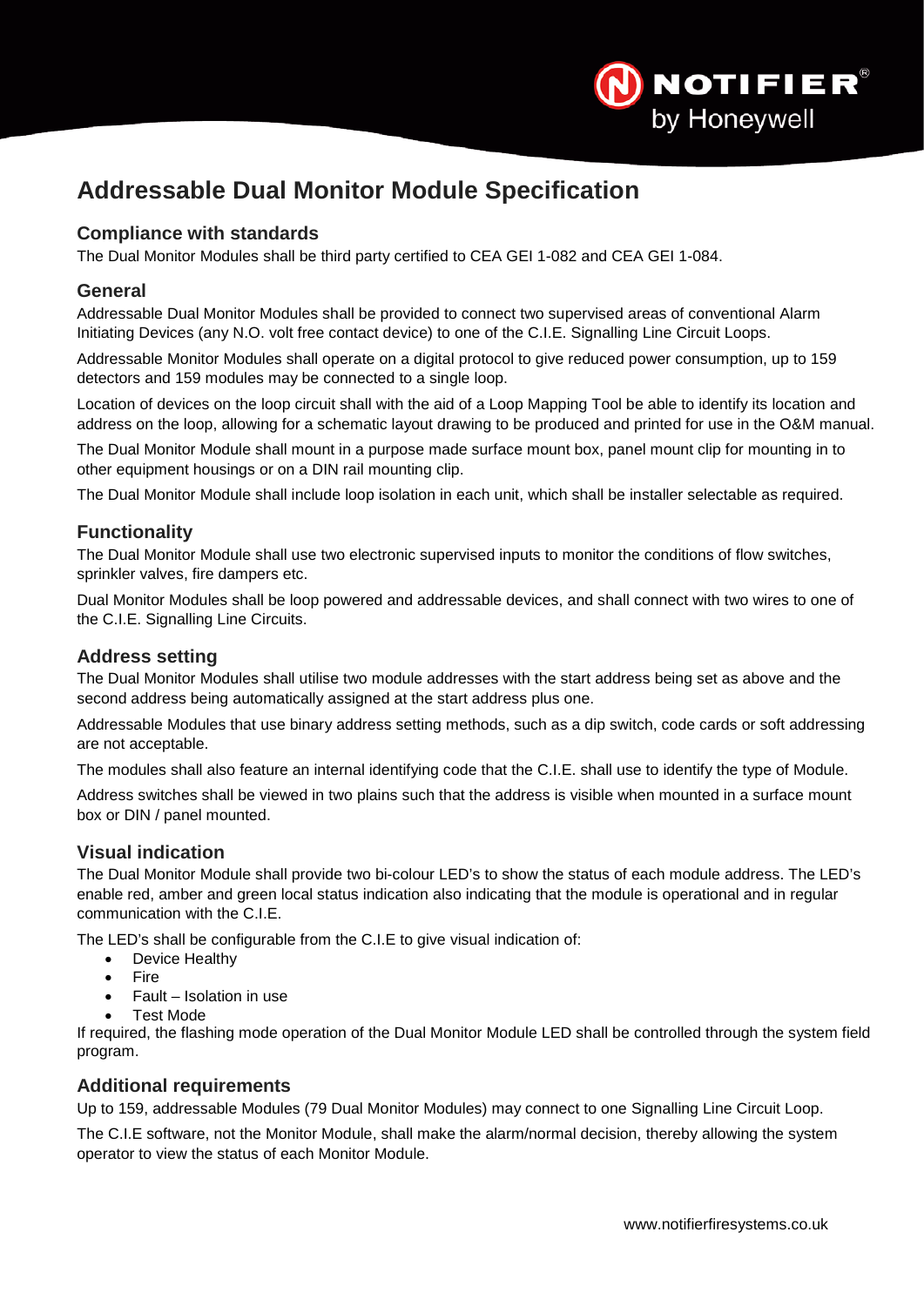# Addressable Dual Monitor Module Specification

## Compliance with standards

The Dual Monitor Modules shall be third party certified to CEA GEI 1-082 and CEA GEI 1-084.

## General

Addressable Dual Monitor Modules shall be provided to connect two supervised areas of conventional Alarm Initiating Devices (any N.O. volt free contact device) to one of the C.I.E. Signalling Line Circuit Loops.

Addressable Monitor Modules shall operate on a digital protocol to give reduced power consumption, up to 159 detectors and 159 modules may be connected to a single loop.

Location of devices on the loop circuit shall with the aid of a Loop Mapping Tool be able to identify its location and address on the loop, allowing for a schematic layout drawing to be produced and printed for use in the O&M manual.

The Dual Monitor Module shall mount in a purpose made surface mount box, panel mount clip for mounting in to other equipment housings or on a DIN rail mounting clip.

The Dual Monitor Module shall include loop isolation in each unit, which shall be installer selectable as required.

## Functionality

The Dual Monitor Module shall use two electronic supervised inputs to monitor the conditions of flow switches, sprinkler valves, fire dampers etc.

Dual Monitor Modules shall be loop powered and addressable devices, and shall connect with two wires to one of the C.I.E. Signalling Line Circuits.

## Address setting

The Dual Monitor Modules shall utilise two module addresses with the start address being set as above and the second address being automatically assigned at the start address plus one.

Addressable Modules that use binary address setting methods, such as a dip switch, code cards or soft addressing are not acceptable.

The modules shall also feature an internal identifying code that the C.I.E. shall use to identify the type of Module.

Address switches shall be viewed in two plains such that the address is visible when mounted in a surface mount box or DIN / panel mounted.

## Visual indication

The Dual Monitor Module shall provide two bi-colour LED's to show the status of each module address. The LED's enable red, amber and green local status indication also indicating that the module is operational and in regular communication with the C.I.E.

The LED's shall be configurable from the C.I.E to give visual indication of:

- Device Healthy
- Fire
- Fault – Isolation in use
- Test Mode

If required, the flashing mode operation of the Dual Monitor Module LED shall be controlled through the system field program.

## Additional requirements

Up to 159, addressable Modules (79 Dual Monitor Modules) may connect to one Signalling Line Circuit Loop.

The C.I.E software, not the Monitor Module, shall make the alarm/normal decision, thereby allowing the system operator to view the status of each Monitor Module.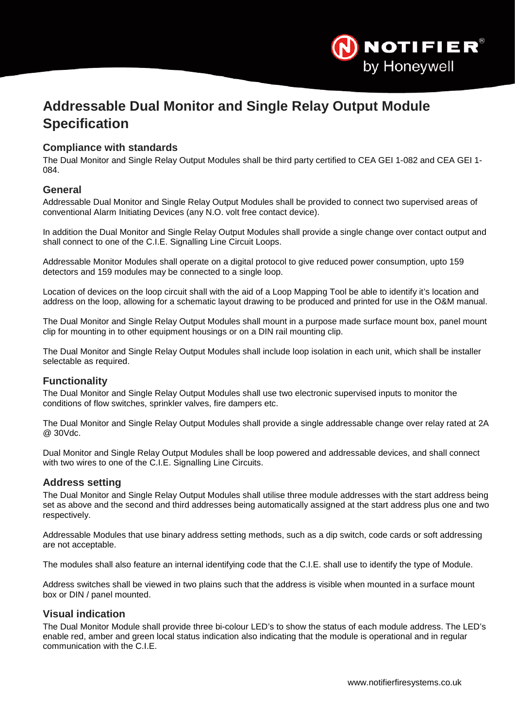# Addressable Dual Monitor and Single Relay Output Module Specification

## Compliance with standards

The Dual Monitor and Single Relay Output Modules shall be third party certified to CEA GEI 1-082 and CEA GEI 1-084.

## General

Addressable Dual Monitor and Single Relay Output Modules shall be provided to connect two supervised areas of conventional Alarm Initiating Devices (any N.O. volt free contact device).

In addition the Dual Monitor and Single Relay Output Modules shall provide a single change over contact output and shall connect to one of the C.I.E. Signalling Line Circuit Loops.

Addressable Monitor Modules shall operate on a digital protocol to give reduced power consumption, upto 159 detectors and 159 modules may be connected to a single loop.

Location of devices on the loop circuit shall with the aid of a Loop Mapping Tool be able to identify it's location and address on the loop, allowing for a schematic layout drawing to be produced and printed for use in the O&M manual.

The Dual Monitor and Single Relay Output Modules shall mount in a purpose made surface mount box, panel mount clip for mounting in to other equipment housings or on a DIN rail mounting clip.

The Dual Monitor and Single Relay Output Modules shall include loop isolation in each unit, which shall be installer selectable as required.

## Functionality

The Dual Monitor and Single Relay Output Modules shall use two electronic supervised inputs to monitor the conditions of flow switches, sprinkler valves, fire dampers etc.

The Dual Monitor and Single Relay Output Modules shall provide a single addressable change over relay rated at 2A @ 30Vdc.

Dual Monitor and Single Relay Output Modules shall be loop powered and addressable devices, and shall connect with two wires to one of the C.I.E. Signalling Line Circuits.

## Address setting

The Dual Monitor and Single Relay Output Modules shall utilise three module addresses with the start address being set as above and the second and third addresses being automatically assigned at the start address plus one and two respectively.

Addressable Modules that use binary address setting methods, such as a dip switch, code cards or soft addressing are not acceptable.

The modules shall also feature an internal identifying code that the C.I.E. shall use to identify the type of Module.

Address switches shall be viewed in two plains such that the address is visible when mounted in a surface mount box or DIN / panel mounted.

## Visual indication

The Dual Monitor Module shall provide three bi-colour LED's to show the status of each module address. The LED's enable red, amber and green local status indication also indicating that the module is operational and in regular communication with the C.I.E.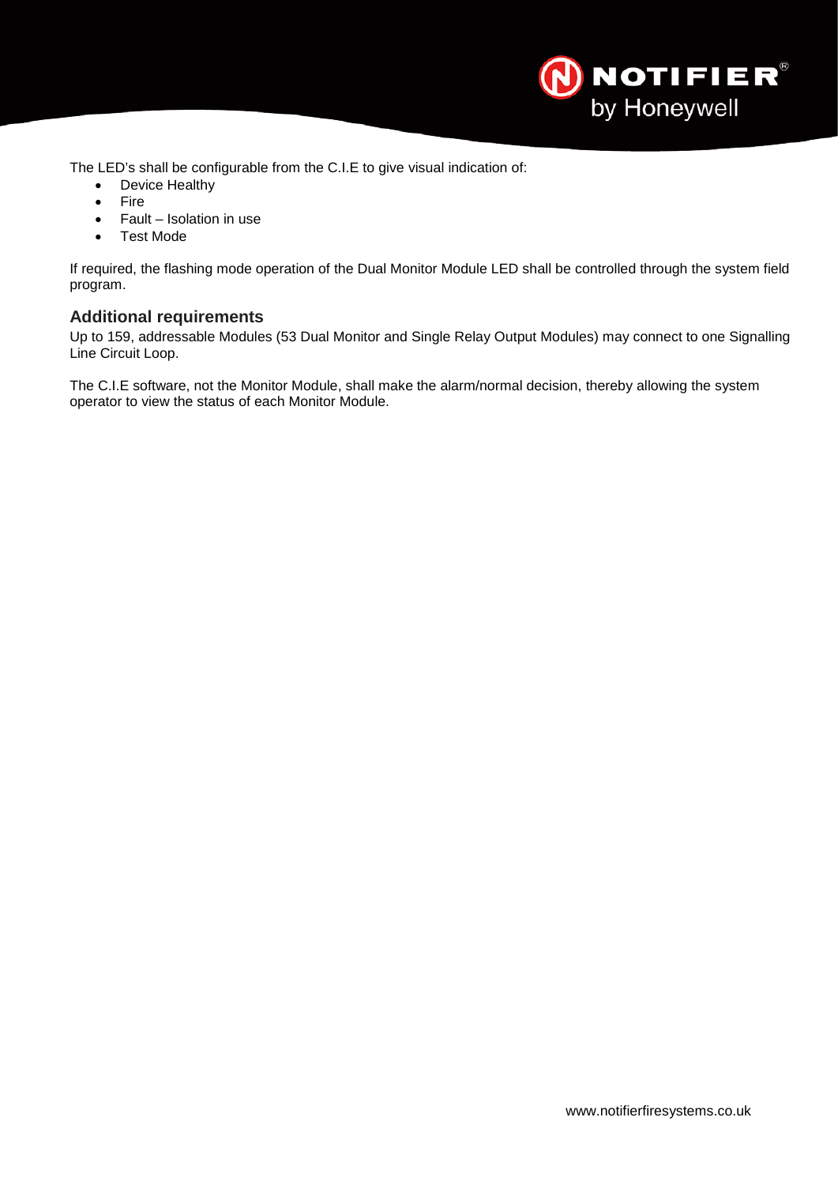The LED's shall be configurable from the C.I.E to give visual indication of:

- Device Healthy
- Fire
- Fault – Isolation in use
- Test Mode

If required, the flashing mode operation of the Dual Monitor Module LED shall be controlled through the system field program.

### Additional requirements

Up to 159, addressable Modules (53 Dual Monitor and Single Relay Output Modules) may connect to one Signalling Line Circuit Loop.

The C.I.E software, not the Monitor Module, shall make the alarm/normal decision, thereby allowing the system operator to view the status of each Monitor Module.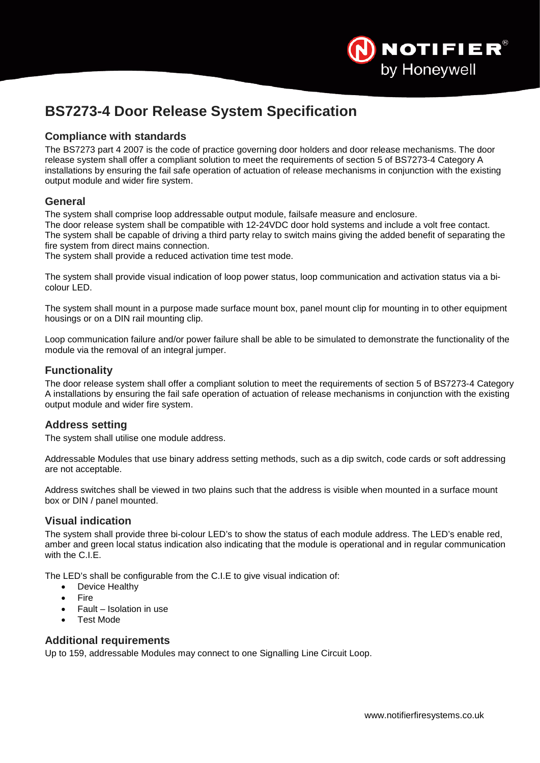# BS7273-4 Door Release System Specification

## Compliance with standards

The BS7273 part 4 2007 is the code of practice governing door holders and door release mechanisms. The door release system shall offer a compliant solution to meet the requirements of section 5 of BS7273-4 Category A installations by ensuring the fail safe operation of actuation of release mechanisms in conjunction with the existing output module and wider fire system.

## General

The system shall comprise loop addressable output module, failsafe measure and enclosure.
The door release system shall be compatible with 12-24VDC door hold systems and include a volt free contact.
The system shall be capable of driving a third party relay to switch mains giving the added benefit of separating the fire system from direct mains connection.
The system shall provide a reduced activation time test mode.

The system shall provide visual indication of loop power status, loop communication and activation status via a bi-colour LED.

The system shall mount in a purpose made surface mount box, panel mount clip for mounting in to other equipment housings or on a DIN rail mounting clip.

Loop communication failure and/or power failure shall be able to be simulated to demonstrate the functionality of the module via the removal of an integral jumper.

## Functionality

The door release system shall offer a compliant solution to meet the requirements of section 5 of BS7273-4 Category A installations by ensuring the fail safe operation of actuation of release mechanisms in conjunction with the existing output module and wider fire system.

## Address setting

The system shall utilise one module address.

Addressable Modules that use binary address setting methods, such as a dip switch, code cards or soft addressing are not acceptable.

Address switches shall be viewed in two plains such that the address is visible when mounted in a surface mount box or DIN / panel mounted.

## Visual indication

The system shall provide three bi-colour LED's to show the status of each module address. The LED's enable red, amber and green local status indication also indicating that the module is operational and in regular communication with the C.I.E.

The LED's shall be configurable from the C.I.E to give visual indication of:

- Device Healthy
- Fire
- Fault – Isolation in use
- Test Mode

## Additional requirements

Up to 159, addressable Modules may connect to one Signalling Line Circuit Loop.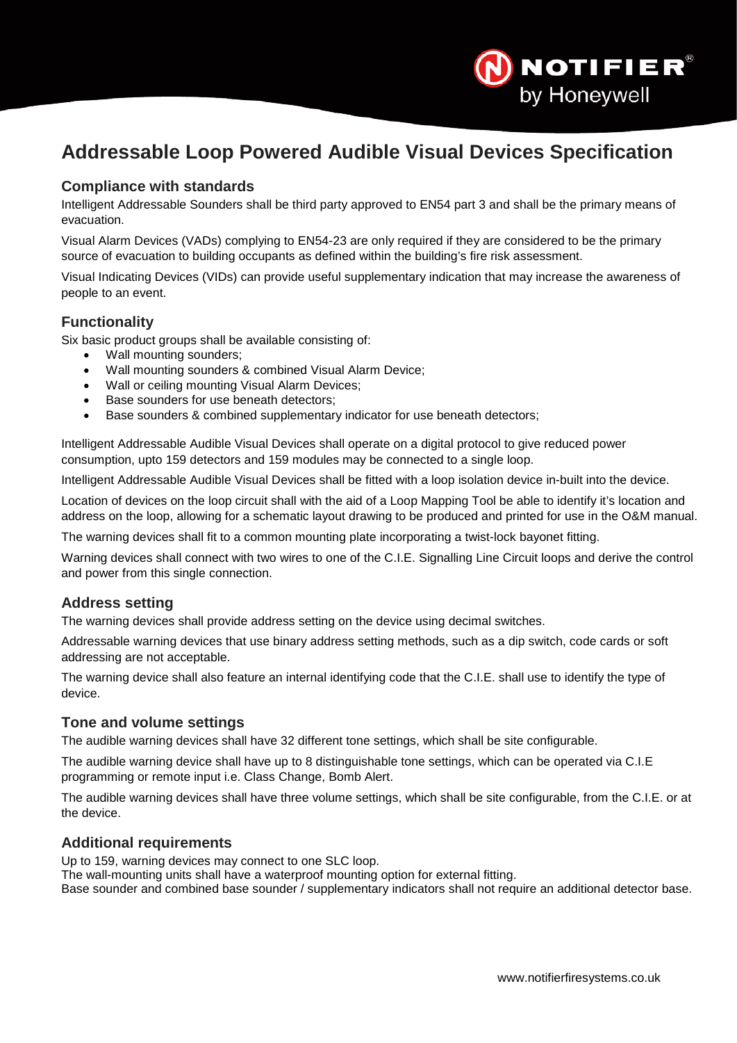# Addressable Loop Powered Audible Visual Devices Specification

## Compliance with standards

Intelligent Addressable Sounders shall be third party approved to EN54 part 3 and shall be the primary means of evacuation.

Visual Alarm Devices (VADs) complying to EN54-23 are only required if they are considered to be the primary source of evacuation to building occupants as defined within the building's fire risk assessment.

Visual Indicating Devices (VIDs) can provide useful supplementary indication that may increase the awareness of people to an event.

## Functionality

Six basic product groups shall be available consisting of:

- Wall mounting sounders;
- Wall mounting sounders & combined Visual Alarm Device;
- Wall or ceiling mounting Visual Alarm Devices;
- Base sounders for use beneath detectors;
- Base sounders & combined supplementary indicator for use beneath detectors;

Intelligent Addressable Audible Visual Devices shall operate on a digital protocol to give reduced power consumption, upto 159 detectors and 159 modules may be connected to a single loop.

Intelligent Addressable Audible Visual Devices shall be fitted with a loop isolation device in-built into the device.

Location of devices on the loop circuit shall with the aid of a Loop Mapping Tool be able to identify it's location and address on the loop, allowing for a schematic layout drawing to be produced and printed for use in the O&M manual.

The warning devices shall fit to a common mounting plate incorporating a twist-lock bayonet fitting.

Warning devices shall connect with two wires to one of the C.I.E. Signalling Line Circuit loops and derive the control and power from this single connection.

## Address setting

The warning devices shall provide address setting on the device using decimal switches.

Addressable warning devices that use binary address setting methods, such as a dip switch, code cards or soft addressing are not acceptable.

The warning device shall also feature an internal identifying code that the C.I.E. shall use to identify the type of device.

## Tone and volume settings

The audible warning devices shall have 32 different tone settings, which shall be site configurable.

The audible warning device shall have up to 8 distinguishable tone settings, which can be operated via C.I.E programming or remote input i.e. Class Change, Bomb Alert.

The audible warning devices shall have three volume settings, which shall be site configurable, from the C.I.E. or at the device.

## Additional requirements

Up to 159, warning devices may connect to one SLC loop.
The wall-mounting units shall have a waterproof mounting option for external fitting.
Base sounder and combined base sounder / supplementary indicators shall not require an additional detector base.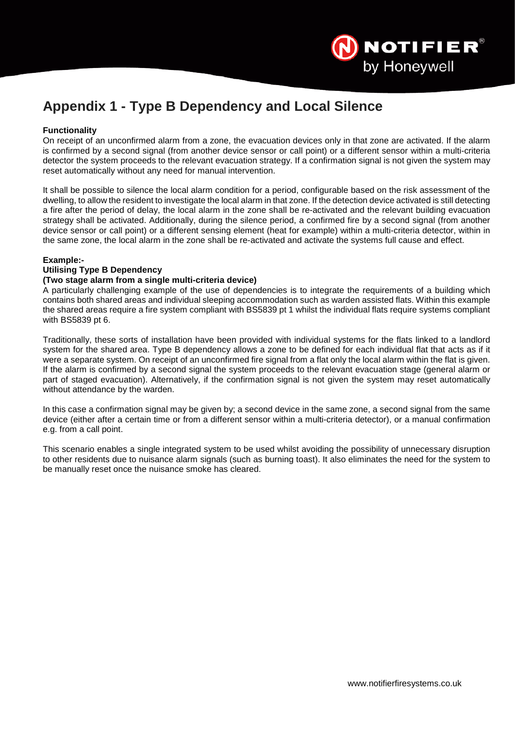# Appendix 1 - Type B Dependency and Local Silence

**Functionality**

On receipt of an unconfirmed alarm from a zone, the evacuation devices only in that zone are activated. If the alarm is confirmed by a second signal (from another device sensor or call point) or a different sensor within a multi-criteria detector the system proceeds to the relevant evacuation strategy. If a confirmation signal is not given the system may reset automatically without any need for manual intervention.

It shall be possible to silence the local alarm condition for a period, configurable based on the risk assessment of the dwelling, to allow the resident to investigate the local alarm in that zone. If the detection device activated is still detecting a fire after the period of delay, the local alarm in the zone shall be re-activated and the relevant building evacuation strategy shall be activated. Additionally, during the silence period, a confirmed fire by a second signal (from another device sensor or call point) or a different sensing element (heat for example) within a multi-criteria detector, within in the same zone, the local alarm in the zone shall be re-activated and activate the systems full cause and effect.

**Example:-**

**Utilising Type B Dependency**

**(Two stage alarm from a single multi-criteria device)**

A particularly challenging example of the use of dependencies is to integrate the requirements of a building which contains both shared areas and individual sleeping accommodation such as warden assisted flats. Within this example the shared areas require a fire system compliant with BS5839 pt 1 whilst the individual flats require systems compliant with BS5839 pt 6.

Traditionally, these sorts of installation have been provided with individual systems for the flats linked to a landlord system for the shared area. Type B dependency allows a zone to be defined for each individual flat that acts as if it were a separate system. On receipt of an unconfirmed fire signal from a flat only the local alarm within the flat is given. If the alarm is confirmed by a second signal the system proceeds to the relevant evacuation stage (general alarm or part of staged evacuation). Alternatively, if the confirmation signal is not given the system may reset automatically without attendance by the warden.

In this case a confirmation signal may be given by; a second device in the same zone, a second signal from the same device (either after a certain time or from a different sensor within a multi-criteria detector), or a manual confirmation e.g. from a call point.

This scenario enables a single integrated system to be used whilst avoiding the possibility of unnecessary disruption to other residents due to nuisance alarm signals (such as burning toast). It also eliminates the need for the system to be manually reset once the nuisance smoke has cleared.